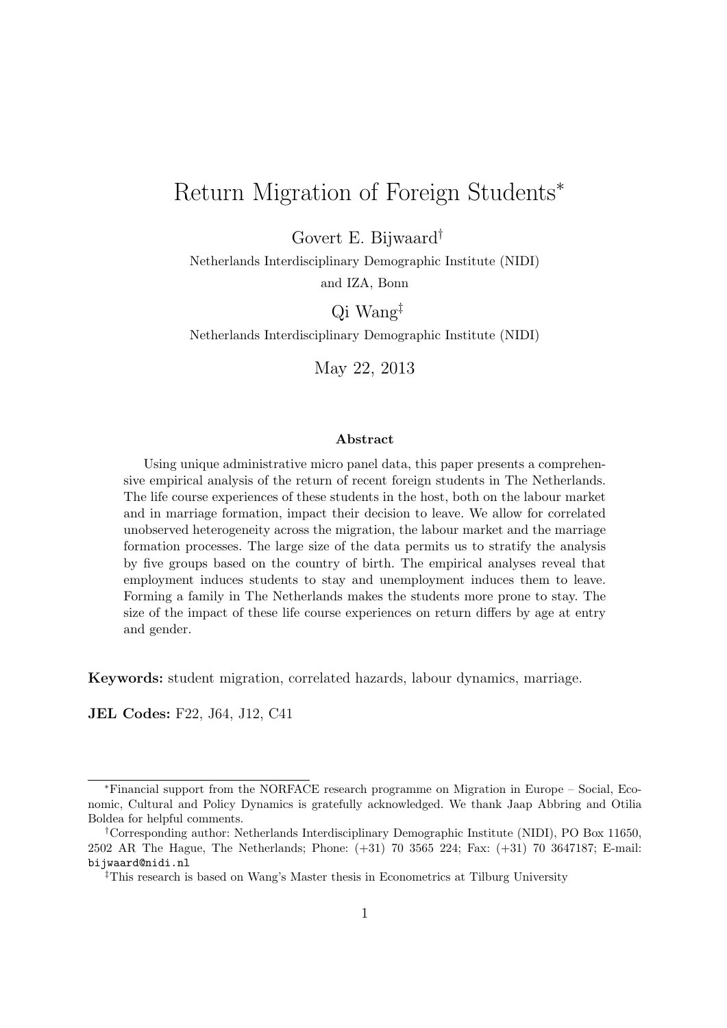# Return Migration of Foreign Students*

Govert E. Bijwaard†

Netherlands Interdisciplinary Demographic Institute (NIDI)
and IZA, Bonn

Qi Wang‡

Netherlands Interdisciplinary Demographic Institute (NIDI)

May 22, 2013

### Abstract

Using unique administrative micro panel data, this paper presents a comprehensive empirical analysis of the return of recent foreign students in The Netherlands. The life course experiences of these students in the host, both on the labour market and in marriage formation, impact their decision to leave. We allow for correlated unobserved heterogeneity across the migration, the labour market and the marriage formation processes. The large size of the data permits us to stratify the analysis by five groups based on the country of birth. The empirical analyses reveal that employment induces students to stay and unemployment induces them to leave. Forming a family in The Netherlands makes the students more prone to stay. The size of the impact of these life course experiences on return differs by age at entry and gender.

**Keywords:** student migration, correlated hazards, labour dynamics, marriage.

**JEL Codes:** F22, J64, J12, C41

---

*Financial support from the NORFACE research programme on Migration in Europe – Social, Economic, Cultural and Policy Dynamics is gratefully acknowledged. We thank Jaap Abbring and Otilia Boldea for helpful comments.

†Corresponding author: Netherlands Interdisciplinary Demographic Institute (NIDI), PO Box 11650, 2502 AR The Hague, The Netherlands; Phone: (+31) 70 3565 224; Fax: (+31) 70 3647187; E-mail: `bijwaard@nidi.nl`

‡This research is based on Wang's Master thesis in Econometrics at Tilburg University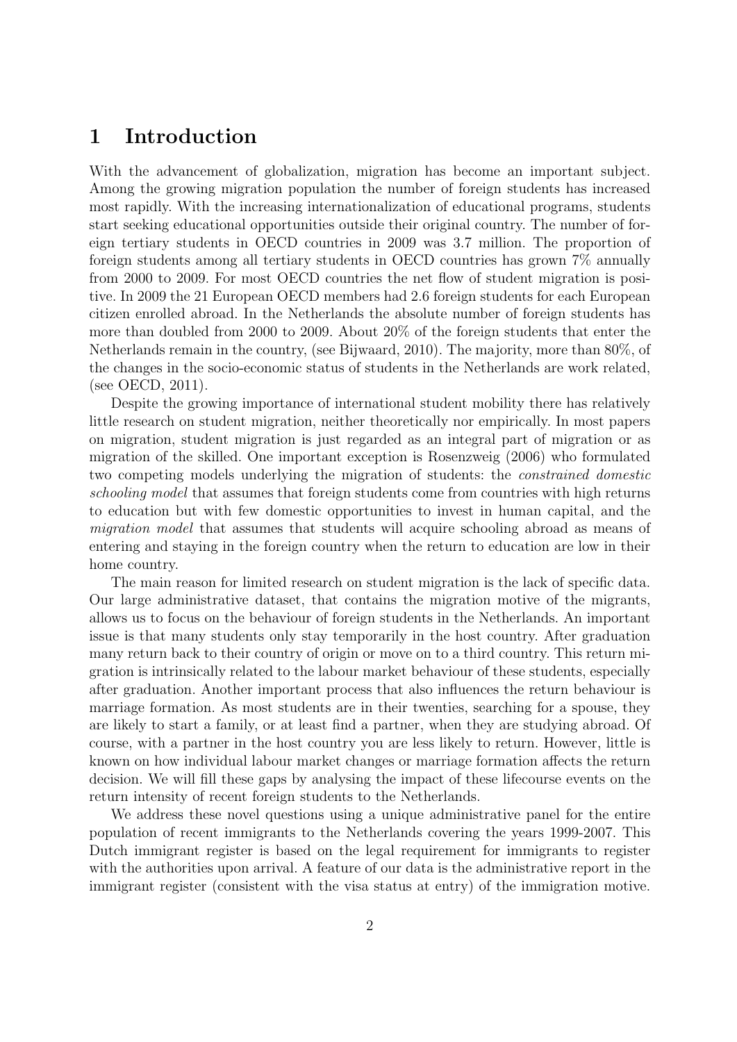# 1 Introduction

With the advancement of globalization, migration has become an important subject. Among the growing migration population the number of foreign students has increased most rapidly. With the increasing internationalization of educational programs, students start seeking educational opportunities outside their original country. The number of foreign tertiary students in OECD countries in 2009 was 3.7 million. The proportion of foreign students among all tertiary students in OECD countries has grown 7% annually from 2000 to 2009. For most OECD countries the net flow of student migration is positive. In 2009 the 21 European OECD members had 2.6 foreign students for each European citizen enrolled abroad. In the Netherlands the absolute number of foreign students has more than doubled from 2000 to 2009. About 20% of the foreign students that enter the Netherlands remain in the country, (see Bijwaard, 2010). The majority, more than 80%, of the changes in the socio-economic status of students in the Netherlands are work related, (see OECD, 2011).

Despite the growing importance of international student mobility there has relatively little research on student migration, neither theoretically nor empirically. In most papers on migration, student migration is just regarded as an integral part of migration or as migration of the skilled. One important exception is Rosenzweig (2006) who formulated two competing models underlying the migration of students: the *constrained domestic schooling model* that assumes that foreign students come from countries with high returns to education but with few domestic opportunities to invest in human capital, and the *migration model* that assumes that students will acquire schooling abroad as means of entering and staying in the foreign country when the return to education are low in their home country.

The main reason for limited research on student migration is the lack of specific data. Our large administrative dataset, that contains the migration motive of the migrants, allows us to focus on the behaviour of foreign students in the Netherlands. An important issue is that many students only stay temporarily in the host country. After graduation many return back to their country of origin or move on to a third country. This return migration is intrinsically related to the labour market behaviour of these students, especially after graduation. Another important process that also influences the return behaviour is marriage formation. As most students are in their twenties, searching for a spouse, they are likely to start a family, or at least find a partner, when they are studying abroad. Of course, with a partner in the host country you are less likely to return. However, little is known on how individual labour market changes or marriage formation affects the return decision. We will fill these gaps by analysing the impact of these lifecourse events on the return intensity of recent foreign students to the Netherlands.

We address these novel questions using a unique administrative panel for the entire population of recent immigrants to the Netherlands covering the years 1999-2007. This Dutch immigrant register is based on the legal requirement for immigrants to register with the authorities upon arrival. A feature of our data is the administrative report in the immigrant register (consistent with the visa status at entry) of the immigration motive.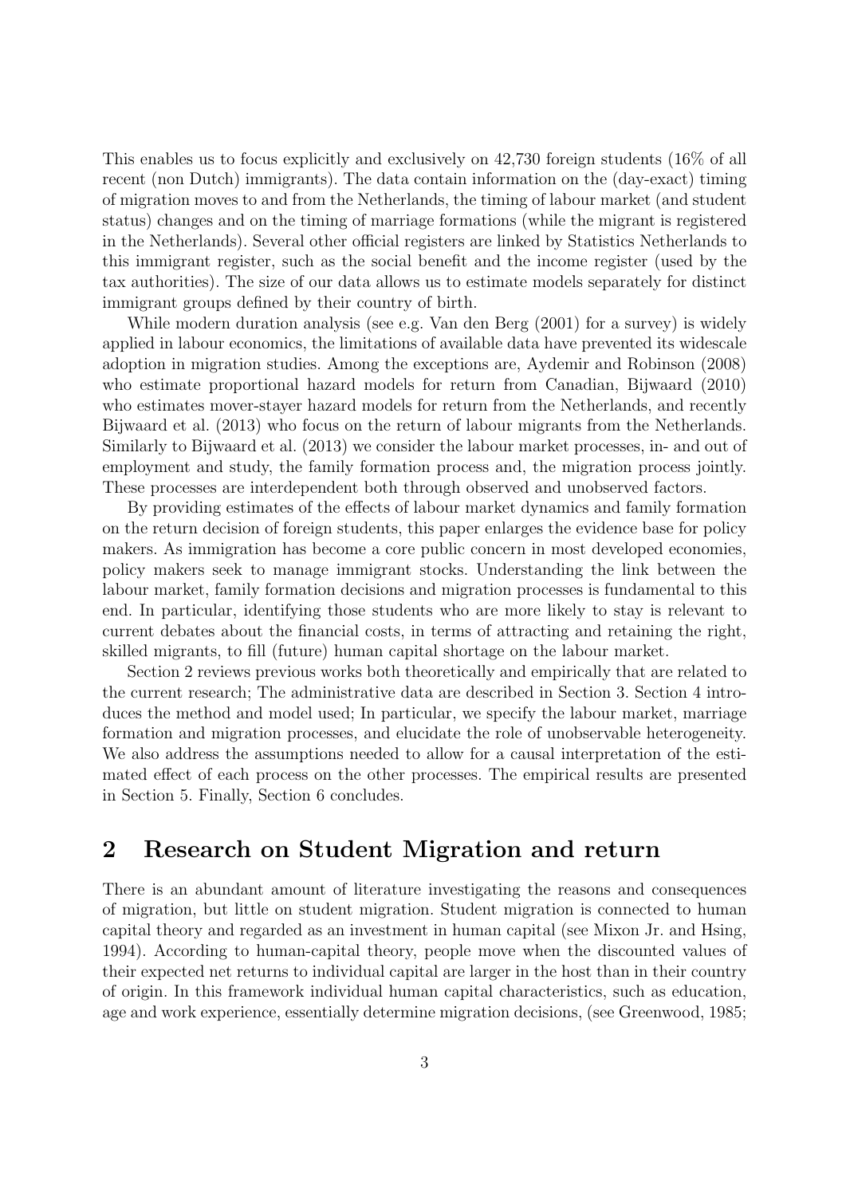This enables us to focus explicitly and exclusively on 42,730 foreign students (16% of all recent (non Dutch) immigrants). The data contain information on the (day-exact) timing of migration moves to and from the Netherlands, the timing of labour market (and student status) changes and on the timing of marriage formations (while the migrant is registered in the Netherlands). Several other official registers are linked by Statistics Netherlands to this immigrant register, such as the social benefit and the income register (used by the tax authorities). The size of our data allows us to estimate models separately for distinct immigrant groups defined by their country of birth.

While modern duration analysis (see e.g. Van den Berg (2001) for a survey) is widely applied in labour economics, the limitations of available data have prevented its widescale adoption in migration studies. Among the exceptions are, Aydemir and Robinson (2008) who estimate proportional hazard models for return from Canadian, Bijwaard (2010) who estimates mover-stayer hazard models for return from the Netherlands, and recently Bijwaard et al. (2013) who focus on the return of labour migrants from the Netherlands. Similarly to Bijwaard et al. (2013) we consider the labour market processes, in- and out of employment and study, the family formation process and, the migration process jointly. These processes are interdependent both through observed and unobserved factors.

By providing estimates of the effects of labour market dynamics and family formation on the return decision of foreign students, this paper enlarges the evidence base for policy makers. As immigration has become a core public concern in most developed economies, policy makers seek to manage immigrant stocks. Understanding the link between the labour market, family formation decisions and migration processes is fundamental to this end. In particular, identifying those students who are more likely to stay is relevant to current debates about the financial costs, in terms of attracting and retaining the right, skilled migrants, to fill (future) human capital shortage on the labour market.

Section 2 reviews previous works both theoretically and empirically that are related to the current research; The administrative data are described in Section 3. Section 4 introduces the method and model used; In particular, we specify the labour market, marriage formation and migration processes, and elucidate the role of unobservable heterogeneity. We also address the assumptions needed to allow for a causal interpretation of the estimated effect of each process on the other processes. The empirical results are presented in Section 5. Finally, Section 6 concludes.

## 2 Research on Student Migration and return

There is an abundant amount of literature investigating the reasons and consequences of migration, but little on student migration. Student migration is connected to human capital theory and regarded as an investment in human capital (see Mixon Jr. and Hsing, 1994). According to human-capital theory, people move when the discounted values of their expected net returns to individual capital are larger in the host than in their country of origin. In this framework individual human capital characteristics, such as education, age and work experience, essentially determine migration decisions, (see Greenwood, 1985;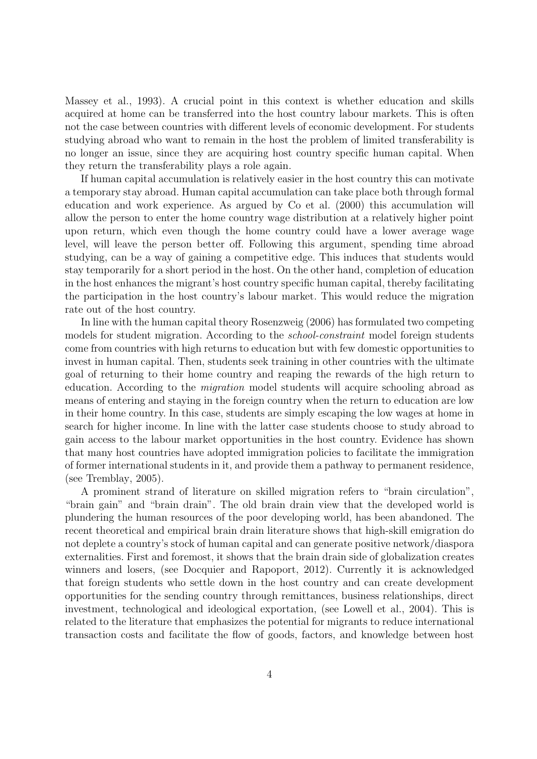Massey et al., 1993). A crucial point in this context is whether education and skills acquired at home can be transferred into the host country labour markets. This is often not the case between countries with different levels of economic development. For students studying abroad who want to remain in the host the problem of limited transferability is no longer an issue, since they are acquiring host country specific human capital. When they return the transferability plays a role again.

If human capital accumulation is relatively easier in the host country this can motivate a temporary stay abroad. Human capital accumulation can take place both through formal education and work experience. As argued by Co et al. (2000) this accumulation will allow the person to enter the home country wage distribution at a relatively higher point upon return, which even though the home country could have a lower average wage level, will leave the person better off. Following this argument, spending time abroad studying, can be a way of gaining a competitive edge. This induces that students would stay temporarily for a short period in the host. On the other hand, completion of education in the host enhances the migrant's host country specific human capital, thereby facilitating the participation in the host country's labour market. This would reduce the migration rate out of the host country.

In line with the human capital theory Rosenzweig (2006) has formulated two competing models for student migration. According to the *school-constraint* model foreign students come from countries with high returns to education but with few domestic opportunities to invest in human capital. Then, students seek training in other countries with the ultimate goal of returning to their home country and reaping the rewards of the high return to education. According to the *migration* model students will acquire schooling abroad as means of entering and staying in the foreign country when the return to education are low in their home country. In this case, students are simply escaping the low wages at home in search for higher income. In line with the latter case students choose to study abroad to gain access to the labour market opportunities in the host country. Evidence has shown that many host countries have adopted immigration policies to facilitate the immigration of former international students in it, and provide them a pathway to permanent residence, (see Tremblay, 2005).

A prominent strand of literature on skilled migration refers to "brain circulation", "brain gain" and "brain drain". The old brain drain view that the developed world is plundering the human resources of the poor developing world, has been abandoned. The recent theoretical and empirical brain drain literature shows that high-skill emigration do not deplete a country's stock of human capital and can generate positive network/diaspora externalities. First and foremost, it shows that the brain drain side of globalization creates winners and losers, (see Docquier and Rapoport, 2012). Currently it is acknowledged that foreign students who settle down in the host country and can create development opportunities for the sending country through remittances, business relationships, direct investment, technological and ideological exportation, (see Lowell et al., 2004). This is related to the literature that emphasizes the potential for migrants to reduce international transaction costs and facilitate the flow of goods, factors, and knowledge between host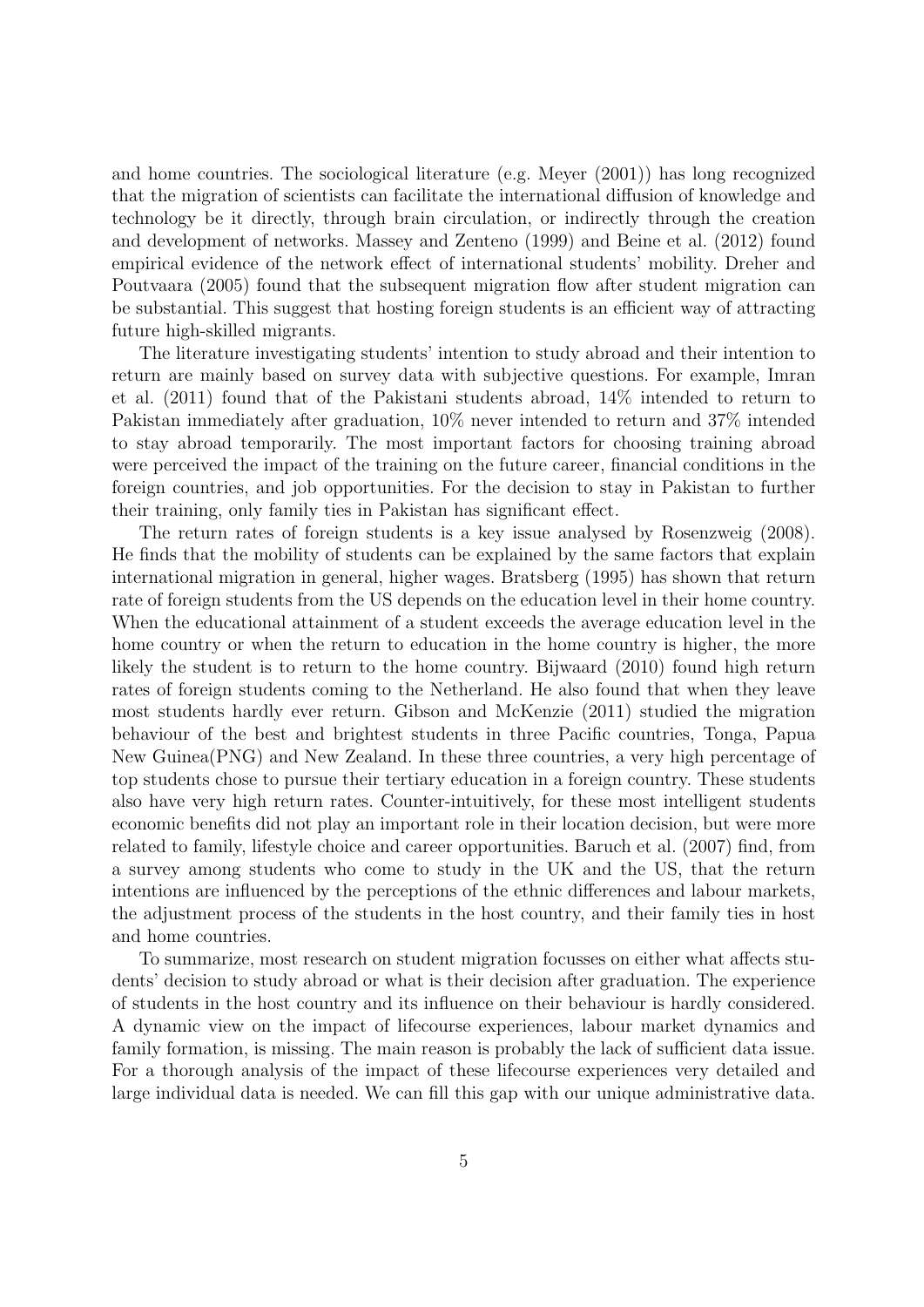and home countries. The sociological literature (e.g. Meyer (2001)) has long recognized that the migration of scientists can facilitate the international diffusion of knowledge and technology be it directly, through brain circulation, or indirectly through the creation and development of networks. Massey and Zenteno (1999) and Beine et al. (2012) found empirical evidence of the network effect of international students' mobility. Dreher and Poutvaara (2005) found that the subsequent migration flow after student migration can be substantial. This suggest that hosting foreign students is an efficient way of attracting future high-skilled migrants.

The literature investigating students' intention to study abroad and their intention to return are mainly based on survey data with subjective questions. For example, Imran et al. (2011) found that of the Pakistani students abroad, 14% intended to return to Pakistan immediately after graduation, 10% never intended to return and 37% intended to stay abroad temporarily. The most important factors for choosing training abroad were perceived the impact of the training on the future career, financial conditions in the foreign countries, and job opportunities. For the decision to stay in Pakistan to further their training, only family ties in Pakistan has significant effect.

The return rates of foreign students is a key issue analysed by Rosenzweig (2008). He finds that the mobility of students can be explained by the same factors that explain international migration in general, higher wages. Bratsberg (1995) has shown that return rate of foreign students from the US depends on the education level in their home country. When the educational attainment of a student exceeds the average education level in the home country or when the return to education in the home country is higher, the more likely the student is to return to the home country. Bijwaard (2010) found high return rates of foreign students coming to the Netherland. He also found that when they leave most students hardly ever return. Gibson and McKenzie (2011) studied the migration behaviour of the best and brightest students in three Pacific countries, Tonga, Papua New Guinea(PNG) and New Zealand. In these three countries, a very high percentage of top students chose to pursue their tertiary education in a foreign country. These students also have very high return rates. Counter-intuitively, for these most intelligent students economic benefits did not play an important role in their location decision, but were more related to family, lifestyle choice and career opportunities. Baruch et al. (2007) find, from a survey among students who come to study in the UK and the US, that the return intentions are influenced by the perceptions of the ethnic differences and labour markets, the adjustment process of the students in the host country, and their family ties in host and home countries.

To summarize, most research on student migration focusses on either what affects students' decision to study abroad or what is their decision after graduation. The experience of students in the host country and its influence on their behaviour is hardly considered. A dynamic view on the impact of lifecourse experiences, labour market dynamics and family formation, is missing. The main reason is probably the lack of sufficient data issue. For a thorough analysis of the impact of these lifecourse experiences very detailed and large individual data is needed. We can fill this gap with our unique administrative data.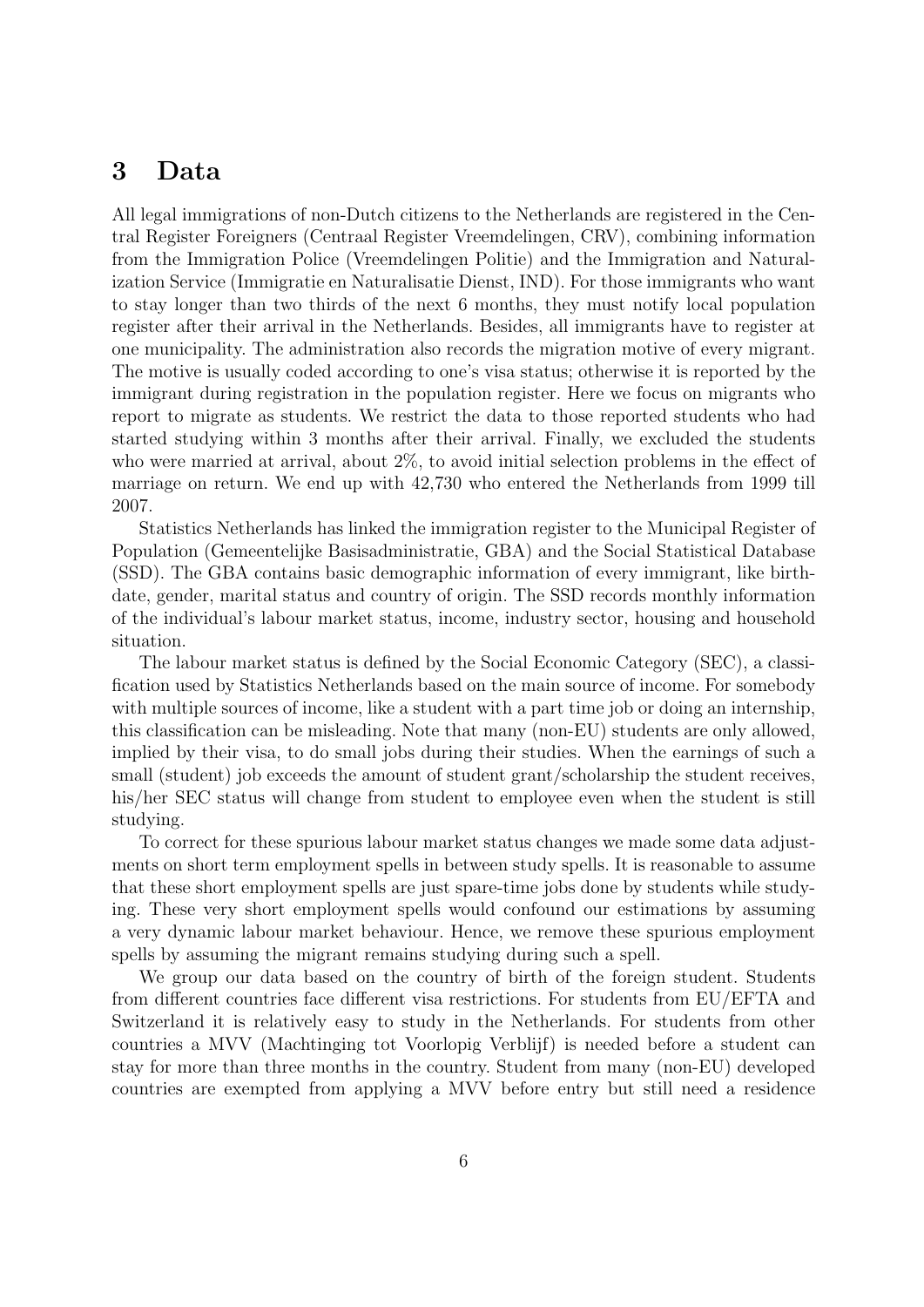# 3 Data

All legal immigrations of non-Dutch citizens to the Netherlands are registered in the Central Register Foreigners (Centraal Register Vreemdelingen, CRV), combining information from the Immigration Police (Vreemdelingen Politie) and the Immigration and Naturalization Service (Immigratie en Naturalisatie Dienst, IND). For those immigrants who want to stay longer than two thirds of the next 6 months, they must notify local population register after their arrival in the Netherlands. Besides, all immigrants have to register at one municipality. The administration also records the migration motive of every migrant. The motive is usually coded according to one's visa status; otherwise it is reported by the immigrant during registration in the population register. Here we focus on migrants who report to migrate as students. We restrict the data to those reported students who had started studying within 3 months after their arrival. Finally, we excluded the students who were married at arrival, about 2%, to avoid initial selection problems in the effect of marriage on return. We end up with 42,730 who entered the Netherlands from 1999 till 2007.

Statistics Netherlands has linked the immigration register to the Municipal Register of Population (Gemeentelijke Basisadministratie, GBA) and the Social Statistical Database (SSD). The GBA contains basic demographic information of every immigrant, like birthdate, gender, marital status and country of origin. The SSD records monthly information of the individual's labour market status, income, industry sector, housing and household situation.

The labour market status is defined by the Social Economic Category (SEC), a classification used by Statistics Netherlands based on the main source of income. For somebody with multiple sources of income, like a student with a part time job or doing an internship, this classification can be misleading. Note that many (non-EU) students are only allowed, implied by their visa, to do small jobs during their studies. When the earnings of such a small (student) job exceeds the amount of student grant/scholarship the student receives, his/her SEC status will change from student to employee even when the student is still studying.

To correct for these spurious labour market status changes we made some data adjustments on short term employment spells in between study spells. It is reasonable to assume that these short employment spells are just spare-time jobs done by students while studying. These very short employment spells would confound our estimations by assuming a very dynamic labour market behaviour. Hence, we remove these spurious employment spells by assuming the migrant remains studying during such a spell.

We group our data based on the country of birth of the foreign student. Students from different countries face different visa restrictions. For students from EU/EFTA and Switzerland it is relatively easy to study in the Netherlands. For students from other countries a MVV (Machtinging tot Voorlopig Verblijf) is needed before a student can stay for more than three months in the country. Student from many (non-EU) developed countries are exempted from applying a MVV before entry but still need a residence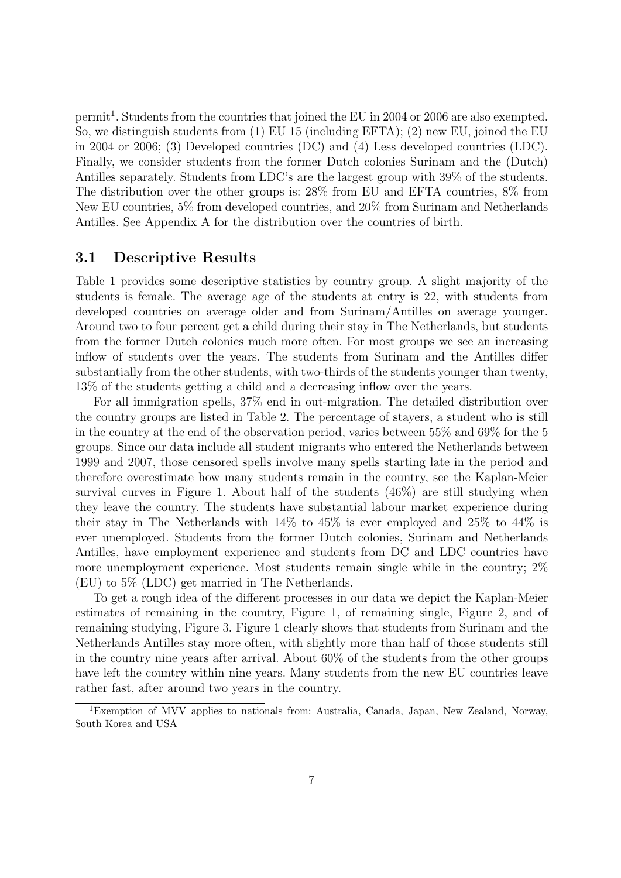permit[1]. Students from the countries that joined the EU in 2004 or 2006 are also exempted. So, we distinguish students from (1) EU 15 (including EFTA); (2) new EU, joined the EU in 2004 or 2006; (3) Developed countries (DC) and (4) Less developed countries (LDC). Finally, we consider students from the former Dutch colonies Surinam and the (Dutch) Antilles separately. Students from LDC's are the largest group with 39% of the students. The distribution over the other groups is: 28% from EU and EFTA countries, 8% from New EU countries, 5% from developed countries, and 20% from Surinam and Netherlands Antilles. See Appendix A for the distribution over the countries of birth.

### 3.1 Descriptive Results

Table 1 provides some descriptive statistics by country group. A slight majority of the students is female. The average age of the students at entry is 22, with students from developed countries on average older and from Surinam/Antilles on average younger. Around two to four percent get a child during their stay in The Netherlands, but students from the former Dutch colonies much more often. For most groups we see an increasing inflow of students over the years. The students from Surinam and the Antilles differ substantially from the other students, with two-thirds of the students younger than twenty, 13% of the students getting a child and a decreasing inflow over the years.

For all immigration spells, 37% end in out-migration. The detailed distribution over the country groups are listed in Table 2. The percentage of stayers, a student who is still in the country at the end of the observation period, varies between 55% and 69% for the 5 groups. Since our data include all student migrants who entered the Netherlands between 1999 and 2007, those censored spells involve many spells starting late in the period and therefore overestimate how many students remain in the country, see the Kaplan-Meier survival curves in Figure 1. About half of the students (46%) are still studying when they leave the country. The students have substantial labour market experience during their stay in The Netherlands with 14% to 45% is ever employed and 25% to 44% is ever unemployed. Students from the former Dutch colonies, Surinam and Netherlands Antilles, have employment experience and students from DC and LDC countries have more unemployment experience. Most students remain single while in the country; 2% (EU) to 5% (LDC) get married in The Netherlands.

To get a rough idea of the different processes in our data we depict the Kaplan-Meier estimates of remaining in the country, Figure 1, of remaining single, Figure 2, and of remaining studying, Figure 3. Figure 1 clearly shows that students from Surinam and the Netherlands Antilles stay more often, with slightly more than half of those students still in the country nine years after arrival. About 60% of the students from the other groups have left the country within nine years. Many students from the new EU countries leave rather fast, after around two years in the country.

[1]Exemption of MVV applies to nationals from: Australia, Canada, Japan, New Zealand, Norway, South Korea and USA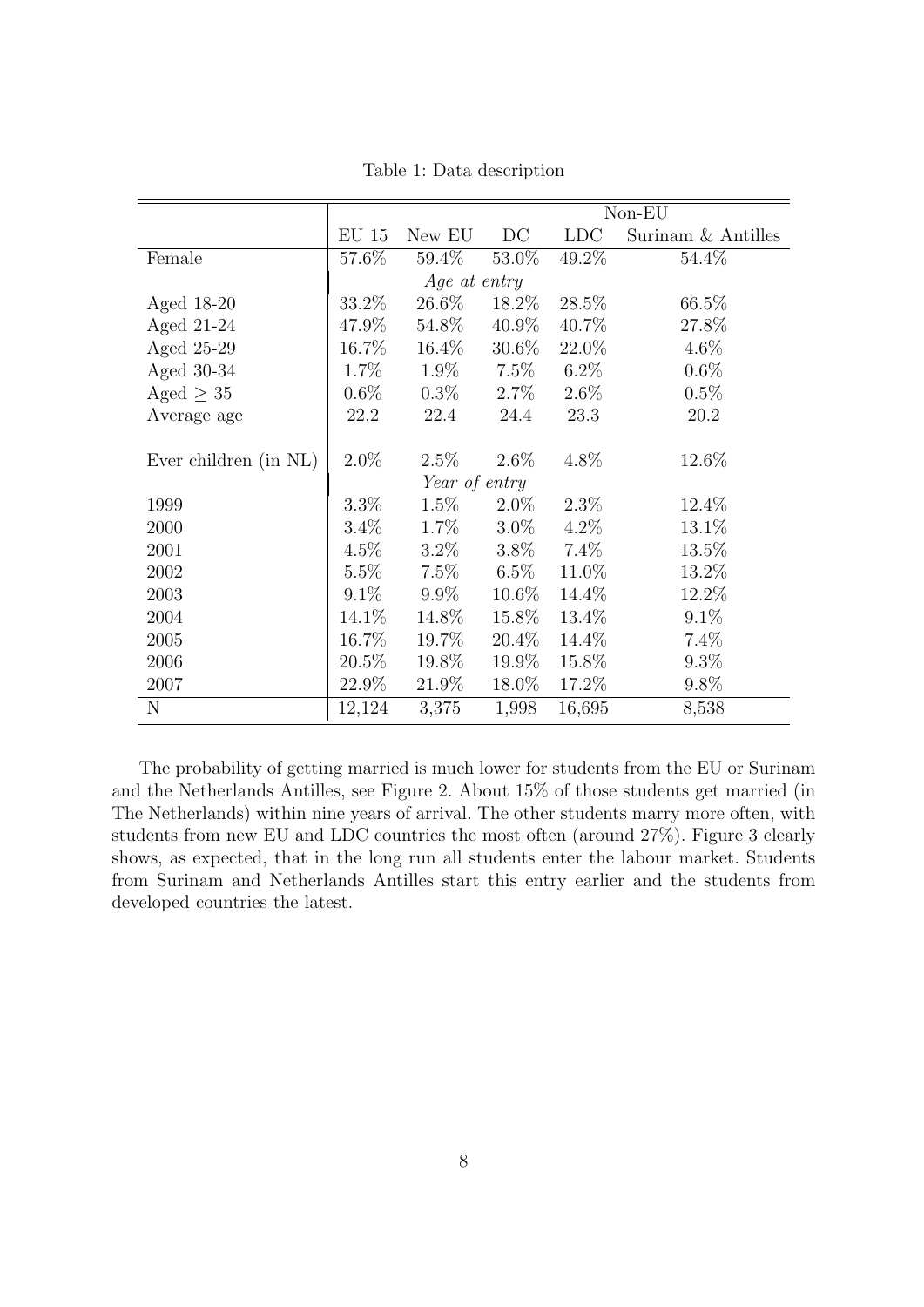Table 1: Data description

| | | | Non-EU | | |
|---|---|---|---|---|---|
| | EU 15 | New EU | DC | LDC | Surinam & Antilles |
| Female | 57.6% | 59.4% | 53.0% | 49.2% | 54.4% |
| | *Age at entry* | | | | |
| Aged 18-20 | 33.2% | 26.6% | 18.2% | 28.5% | 66.5% |
| Aged 21-24 | 47.9% | 54.8% | 40.9% | 40.7% | 27.8% |
| Aged 25-29 | 16.7% | 16.4% | 30.6% | 22.0% | 4.6% |
| Aged 30-34 | 1.7% | 1.9% | 7.5% | 6.2% | 0.6% |
| Aged $\geq 35$ | 0.6% | 0.3% | 2.7% | 2.6% | 0.5% |
| Average age | 22.2 | 22.4 | 24.4 | 23.3 | 20.2 |
| Ever children (in NL) | 2.0% | 2.5% | 2.6% | 4.8% | 12.6% |
| | *Year of entry* | | | | |
| 1999 | 3.3% | 1.5% | 2.0% | 2.3% | 12.4% |
| 2000 | 3.4% | 1.7% | 3.0% | 4.2% | 13.1% |
| 2001 | 4.5% | 3.2% | 3.8% | 7.4% | 13.5% |
| 2002 | 5.5% | 7.5% | 6.5% | 11.0% | 13.2% |
| 2003 | 9.1% | 9.9% | 10.6% | 14.4% | 12.2% |
| 2004 | 14.1% | 14.8% | 15.8% | 13.4% | 9.1% |
| 2005 | 16.7% | 19.7% | 20.4% | 14.4% | 7.4% |
| 2006 | 20.5% | 19.8% | 19.9% | 15.8% | 9.3% |
| 2007 | 22.9% | 21.9% | 18.0% | 17.2% | 9.8% |
| N | 12,124 | 3,375 | 1,998 | 16,695 | 8,538 |

The probability of getting married is much lower for students from the EU or Surinam and the Netherlands Antilles, see Figure 2. About 15% of those students get married (in The Netherlands) within nine years of arrival. The other students marry more often, with students from new EU and LDC countries the most often (around 27%). Figure 3 clearly shows, as expected, that in the long run all students enter the labour market. Students from Surinam and Netherlands Antilles start this entry earlier and the students from developed countries the latest.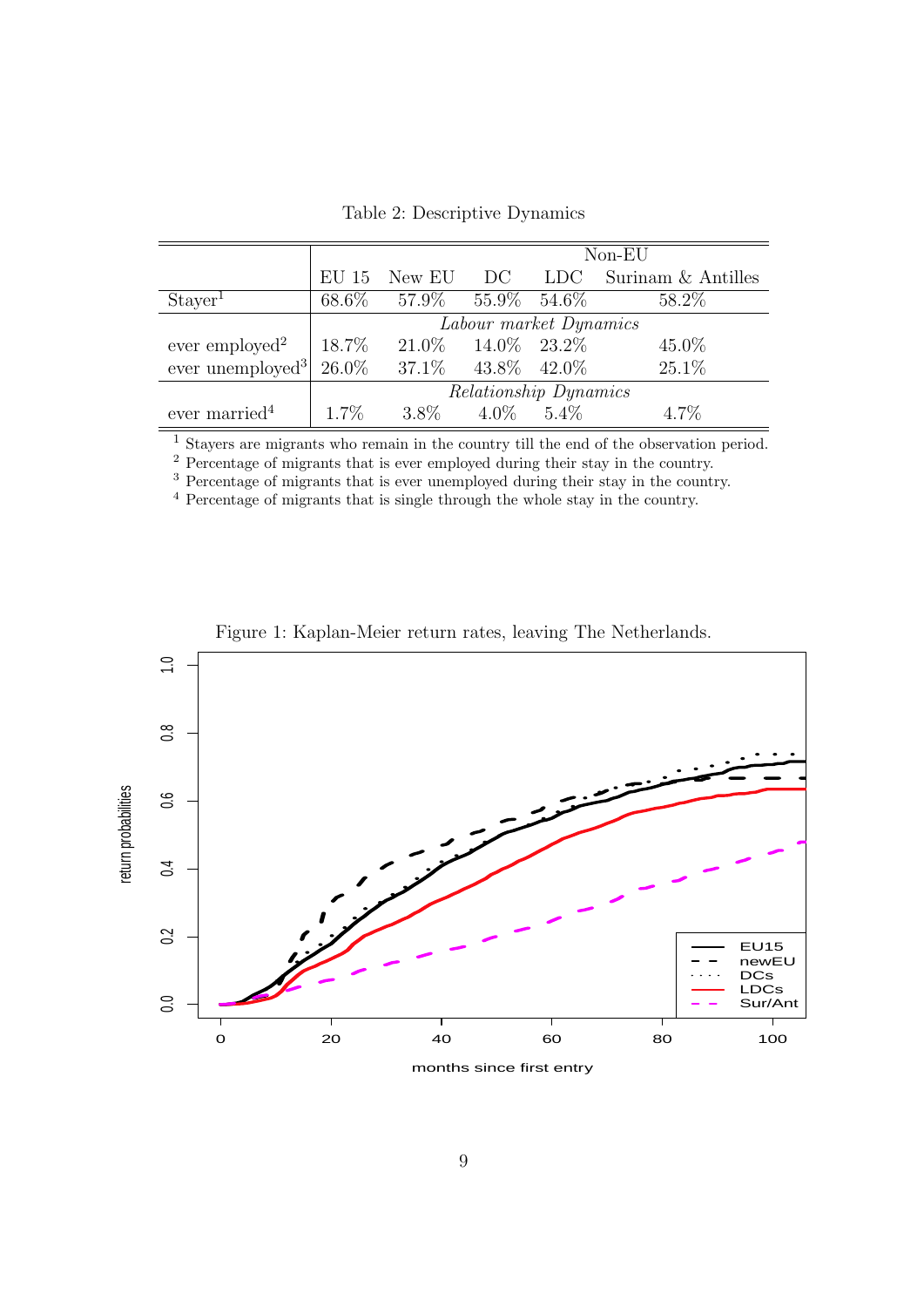Table 2: Descriptive Dynamics

| | | | Non-EU | | |
|---|---|---|---|---|---|
| | EU 15 | New EU | DC | LDC | Surinam & Antilles |
| Stayer[1] | 68.6% | 57.9% | 55.9% | 54.6% | 58.2% |
| | | | *Labour market Dynamics* | | |
| ever employed[2] | 18.7% | 21.0% | 14.0% | 23.2% | 45.0% |
| ever unemployed[3] | 26.0% | 37.1% | 43.8% | 42.0% | 25.1% |
| | | | *Relationship Dynamics* | | |
| ever married[4] | 1.7% | 3.8% | 4.0% | 5.4% | 4.7% |

[1] Stayers are migrants who remain in the country till the end of the observation period.
[2] Percentage of migrants that is ever employed during their stay in the country.
[3] Percentage of migrants that is ever unemployed during their stay in the country.
[4] Percentage of migrants that is single through the whole stay in the country.

Figure 1: Kaplan-Meier return rates, leaving The Netherlands.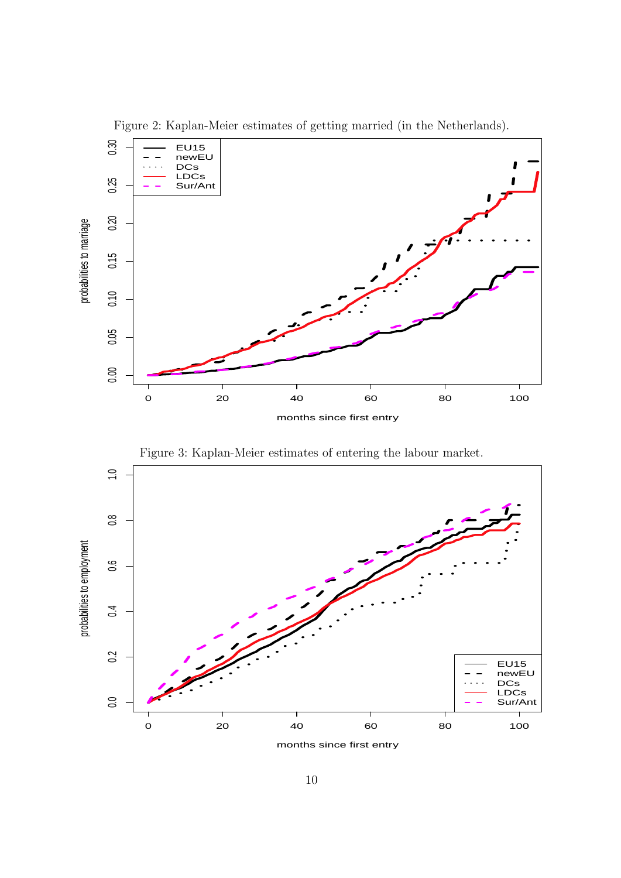Figure 2: Kaplan-Meier estimates of getting married (in the Netherlands).

Figure 3: Kaplan-Meier estimates of entering the labour market.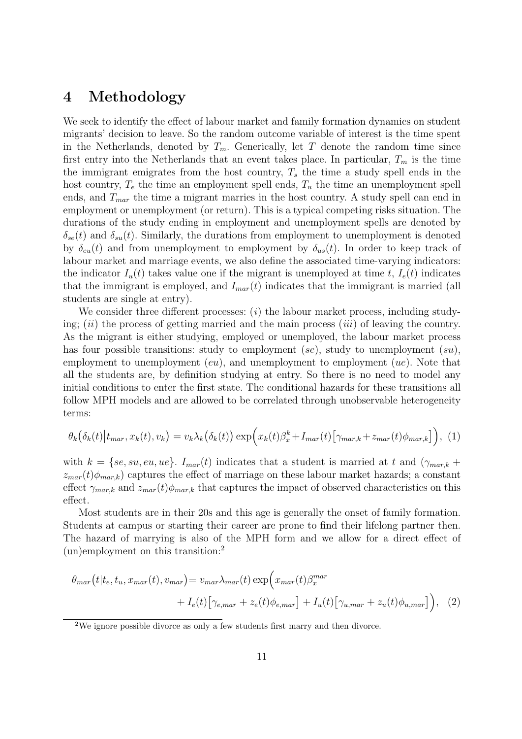# 4 Methodology

We seek to identify the effect of labour market and family formation dynamics on student migrants' decision to leave. So the random outcome variable of interest is the time spent in the Netherlands, denoted by $T_m$. Generically, let $T$ denote the random time since first entry into the Netherlands that an event takes place. In particular, $T_m$ is the time the immigrant emigrates from the host country, $T_s$ the time a study spell ends in the host country, $T_e$ the time an employment spell ends, $T_u$ the time an unemployment spell ends, and $T_{mar}$ the time a migrant marries in the host country. A study spell can end in employment or unemployment (or return). This is a typical competing risks situation. The durations of the study ending in employment and unemployment spells are denoted by $\delta_{se}(t)$ and $\delta_{su}(t)$. Similarly, the durations from employment to unemployment is denoted by $\delta_{eu}(t)$ and from unemployment to employment by $\delta_{us}(t)$. In order to keep track of labour market and marriage events, we also define the associated time-varying indicators: the indicator $I_u(t)$ takes value one if the migrant is unemployed at time $t$, $I_e(t)$ indicates that the immigrant is employed, and $I_{mar}(t)$ indicates that the immigrant is married (all students are single at entry).

We consider three different processes: ($i$) the labour market process, including studying; ($ii$) the process of getting married and the main process ($iii$) of leaving the country. As the migrant is either studying, employed or unemployed, the labour market process has four possible transitions: study to employment ($se$), study to unemployment ($su$), employment to unemployment ($eu$), and unemployment to employment ($ue$). Note that all the students are, by definition studying at entry. So there is no need to model any initial conditions to enter the first state. The conditional hazards for these transitions all follow MPH models and are allowed to be correlated through unobservable heterogeneity terms:

$$\theta_k\big(\delta_k(t)\big|t_{mar}, x_k(t), v_k\big) = v_k\lambda_k\big(\delta_k(t)\big)\exp\Big(x_k(t)\beta_x^k + I_{mar}(t)\big[\gamma_{mar,k} + z_{mar}(t)\phi_{mar,k}\big]\Big), \quad (1)$$

with $k = \{se, su, eu, ue\}$. $I_{mar}(t)$ indicates that a student is married at $t$ and $(\gamma_{mar,k} + z_{mar}(t)\phi_{mar,k})$ captures the effect of marriage on these labour market hazards; a constant effect $\gamma_{mar,k}$ and $z_{mar}(t)\phi_{mar,k}$ that captures the impact of observed characteristics on this effect.

Most students are in their 20s and this age is generally the onset of family formation. Students at campus or starting their career are prone to find their lifelong partner then. The hazard of marrying is also of the MPH form and we allow for a direct effect of (un)employment on this transition:[2]

$$\begin{aligned}\theta_{mar}\big(t|t_e, t_u, x_{mar}(t), v_{mar}\big) = v_{mar}\lambda_{mar}(t)\exp\Big(&x_{mar}(t)\beta_x^{mar} \\ &+ I_e(t)\big[\gamma_{e,mar} + z_e(t)\phi_{e,mar}\big] + I_u(t)\big[\gamma_{u,mar} + z_u(t)\phi_{u,mar}\big]\Big), \quad (2)\end{aligned}$$

[2] We ignore possible divorce as only a few students first marry and then divorce.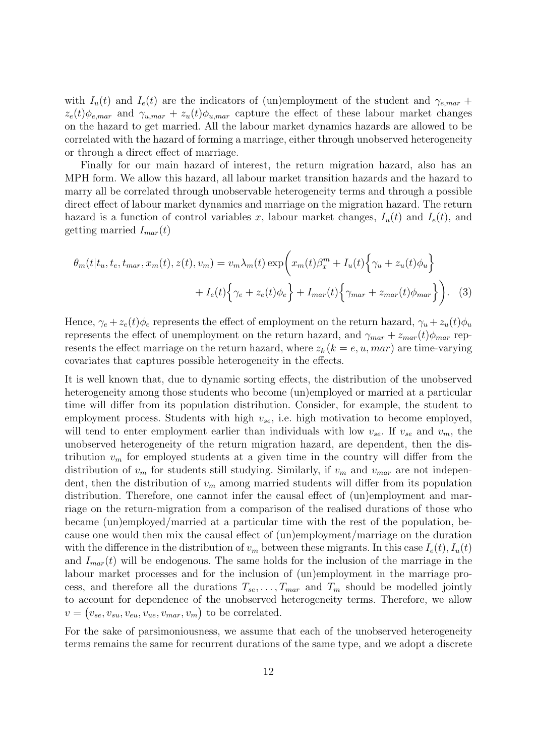with $I_u(t)$ and $I_e(t)$ are the indicators of (un)employment of the student and $\gamma_{e,mar} + z_e(t)\phi_{e,mar}$ and $\gamma_{u,mar} + z_u(t)\phi_{u,mar}$ capture the effect of these labour market changes on the hazard to get married. All the labour market dynamics hazards are allowed to be correlated with the hazard of forming a marriage, either through unobserved heterogeneity or through a direct effect of marriage.

Finally for our main hazard of interest, the return migration hazard, also has an MPH form. We allow this hazard, all labour market transition hazards and the hazard to marry all be correlated through unobservable heterogeneity terms and through a possible direct effect of labour market dynamics and marriage on the migration hazard. The return hazard is a function of control variables $x$, labour market changes, $I_u(t)$ and $I_e(t)$, and getting married $I_{mar}(t)$

$$\theta_m(t|t_u, t_e, t_{mar}, x_m(t), z(t), v_m) = v_m \lambda_m(t) \exp\bigg( x_m(t)\beta_x^m + I_u(t)\Big\{\gamma_u + z_u(t)\phi_u\Big\} + I_e(t)\Big\{\gamma_e + z_e(t)\phi_e\Big\} + I_{mar}(t)\Big\{\gamma_{mar} + z_{mar}(t)\phi_{mar}\Big\}\bigg). \quad (3)$$

Hence, $\gamma_e + z_e(t)\phi_e$ represents the effect of employment on the return hazard, $\gamma_u + z_u(t)\phi_u$ represents the effect of unemployment on the return hazard, and $\gamma_{mar} + z_{mar}(t)\phi_{mar}$ represents the effect marriage on the return hazard, where $z_k(k = e, u, mar)$ are time-varying covariates that captures possible heterogeneity in the effects.

It is well known that, due to dynamic sorting effects, the distribution of the unobserved heterogeneity among those students who become (un)employed or married at a particular time will differ from its population distribution. Consider, for example, the student to employment process. Students with high $v_{se}$, i.e. high motivation to become employed, will tend to enter employment earlier than individuals with low $v_{se}$. If $v_{se}$ and $v_m$, the unobserved heterogeneity of the return migration hazard, are dependent, then the distribution $v_m$ for employed students at a given time in the country will differ from the distribution of $v_m$ for students still studying. Similarly, if $v_m$ and $v_{mar}$ are not independent, then the distribution of $v_m$ among married students will differ from its population distribution. Therefore, one cannot infer the causal effect of (un)employment and marriage on the return-migration from a comparison of the realised durations of those who became (un)employed/married at a particular time with the rest of the population, because one would then mix the causal effect of (un)employment/marriage on the duration with the difference in the distribution of $v_m$ between these migrants. In this case $I_e(t)$, $I_u(t)$ and $I_{mar}(t)$ will be endogenous. The same holds for the inclusion of the marriage in the labour market processes and for the inclusion of (un)employment in the marriage process, and therefore all the durations $T_{se}, \ldots, T_{mar}$ and $T_m$ should be modelled jointly to account for dependence of the unobserved heterogeneity terms. Therefore, we allow $v = \big(v_{se}, v_{su}, v_{eu}, v_{ue}, v_{mar}, v_m\big)$ to be correlated.

For the sake of parsimoniousness, we assume that each of the unobserved heterogeneity terms remains the same for recurrent durations of the same type, and we adopt a discrete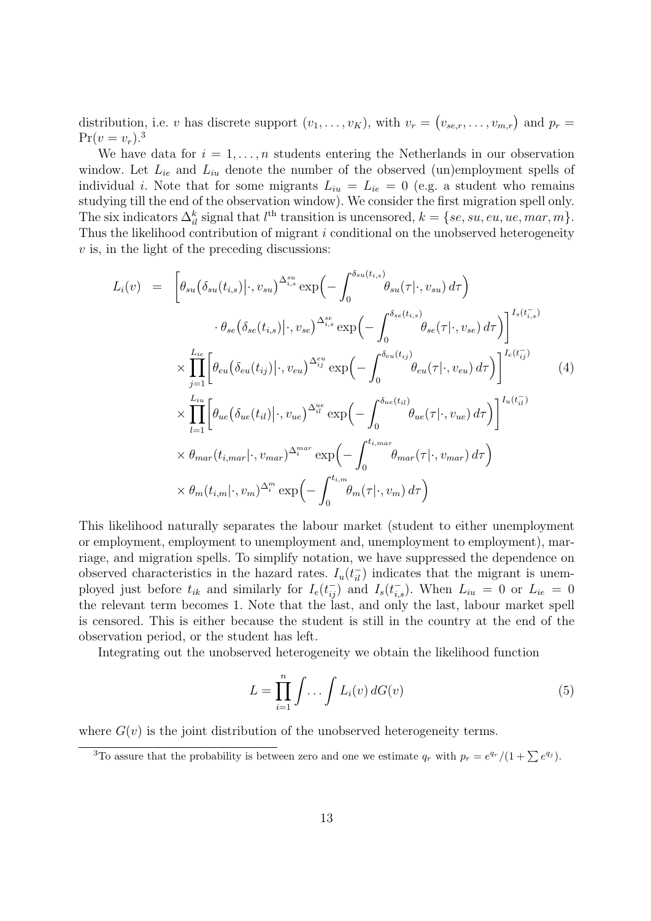distribution, i.e. $v$ has discrete support $(v_1, \ldots, v_K)$, with $v_r = \big(v_{se,r}, \ldots, v_{m,r}\big)$ and $p_r = \Pr(v = v_r)$.[3]

We have data for $i = 1, \ldots, n$ students entering the Netherlands in our observation window. Let $L_{ie}$ and $L_{iu}$ denote the number of the observed (un)employment spells of individual $i$. Note that for some migrants $L_{iu} = L_{ie} = 0$ (e.g. a student who remains studying till the end of the observation window). We consider the first migration spell only. The six indicators $\Delta^k_{il}$ signal that $l^{\text{th}}$ transition is uncensored, $k = \{se, su, eu, ue, mar, m\}$. Thus the likelihood contribution of migrant $i$ conditional on the unobserved heterogeneity $v$ is, in the light of the preceding discussions:

$$
\begin{aligned}
L_i(v) \;=\; & \Bigg[\theta_{su}\big(\delta_{su}(t_{i,s})\big|\cdot, v_{su}\big)^{\Delta^{su}_{i,s}} \exp\Big(-\int_0^{\delta_{su}(t_{i,s})} \theta_{su}(\tau|\cdot, v_{su})\, d\tau\Big) \\
& \qquad \cdot\, \theta_{se}\big(\delta_{se}(t_{i,s})\big|\cdot, v_{se}\big)^{\Delta^{se}_{i,s}} \exp\Big(-\int_0^{\delta_{se}(t_{i,s})} \theta_{se}(\tau|\cdot, v_{se})\, d\tau\Big)\Bigg]^{I_s(t^-_{i,s})} \\
& \times \prod_{j=1}^{L_{ie}} \Bigg[\theta_{eu}\big(\delta_{eu}(t_{ij})\big|\cdot, v_{eu}\big)^{\Delta^{eu}_{ij}} \exp\Big(-\int_0^{\delta_{eu}(t_{ij})} \theta_{eu}(\tau|\cdot, v_{eu})\, d\tau\Big)\Bigg]^{I_e(t^-_{ij})} \\
& \times \prod_{l=1}^{L_{iu}} \Bigg[\theta_{ue}\big(\delta_{ue}(t_{il})\big|\cdot, v_{ue}\big)^{\Delta^{ue}_{il}} \exp\Big(-\int_0^{\delta_{ue}(t_{il})} \theta_{ue}(\tau|\cdot, v_{ue})\, d\tau\Big)\Bigg]^{I_u(t^-_{il})} \\
& \times \theta_{mar}(t_{i,mar}|\cdot, v_{mar})^{\Delta^{mar}_i} \exp\Big(-\int_0^{t_{i,mar}} \theta_{mar}(\tau|\cdot, v_{mar})\, d\tau\Big) \\
& \times \theta_m(t_{i,m}|\cdot, v_m)^{\Delta^m_i} \exp\Big(-\int_0^{t_{i,m}} \theta_m(\tau|\cdot, v_m)\, d\tau\Big)
\end{aligned}
\tag{4}
$$

This likelihood naturally separates the labour market (student to either unemployment or employment, employment to unemployment and, unemployment to employment), marriage, and migration spells. To simplify notation, we have suppressed the dependence on observed characteristics in the hazard rates. $I_u(t^-_{il})$ indicates that the migrant is unemployed just before $t_{ik}$ and similarly for $I_e(t^-_{ij})$ and $I_s(t^-_{i,s})$. When $L_{iu} = 0$ or $L_{ie} = 0$ the relevant term becomes 1. Note that the last, and only the last, labour market spell is censored. This is either because the student is still in the country at the end of the observation period, or the student has left.

Integrating out the unobserved heterogeneity we obtain the likelihood function

$$
L = \prod_{i=1}^{n} \int \ldots \int L_i(v)\, dG(v) \tag{5}
$$

where $G(v)$ is the joint distribution of the unobserved heterogeneity terms.

[3] To assure that the probability is between zero and one we estimate $q_r$ with $p_r = e^{q_r}/(1 + \sum e^{q_j})$.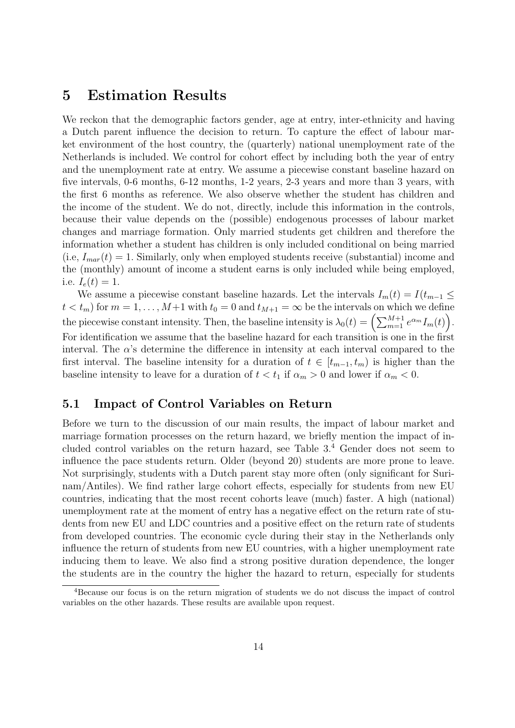# 5 Estimation Results

We reckon that the demographic factors gender, age at entry, inter-ethnicity and having a Dutch parent influence the decision to return. To capture the effect of labour market environment of the host country, the (quarterly) national unemployment rate of the Netherlands is included. We control for cohort effect by including both the year of entry and the unemployment rate at entry. We assume a piecewise constant baseline hazard on five intervals, 0-6 months, 6-12 months, 1-2 years, 2-3 years and more than 3 years, with the first 6 months as reference. We also observe whether the student has children and the income of the student. We do not, directly, include this information in the controls, because their value depends on the (possible) endogenous processes of labour market changes and marriage formation. Only married students get children and therefore the information whether a student has children is only included conditional on being married (i.e, $I_{mar}(t) = 1$. Similarly, only when employed students receive (substantial) income and the (monthly) amount of income a student earns is only included while being employed, i.e. $I_e(t) = 1$.

We assume a piecewise constant baseline hazards. Let the intervals $I_m(t) = I(t_{m-1} \leq t < t_m)$ for $m = 1, \dots, M+1$ with $t_0 = 0$ and $t_{M+1} = \infty$ be the intervals on which we define the piecewise constant intensity. Then, the baseline intensity is $\lambda_0(t) = \left(\sum_{m=1}^{M+1} e^{\alpha_m} I_m(t)\right)$. For identification we assume that the baseline hazard for each transition is one in the first interval. The $\alpha$'s determine the difference in intensity at each interval compared to the first interval. The baseline intensity for a duration of $t \in [t_{m-1}, t_m)$ is higher than the baseline intensity to leave for a duration of $t < t_1$ if $\alpha_m > 0$ and lower if $\alpha_m < 0$.

## 5.1 Impact of Control Variables on Return

Before we turn to the discussion of our main results, the impact of labour market and marriage formation processes on the return hazard, we briefly mention the impact of included control variables on the return hazard, see Table 3.[4] Gender does not seem to influence the pace students return. Older (beyond 20) students are more prone to leave. Not surprisingly, students with a Dutch parent stay more often (only significant for Surinam/Antiles). We find rather large cohort effects, especially for students from new EU countries, indicating that the most recent cohorts leave (much) faster. A high (national) unemployment rate at the moment of entry has a negative effect on the return rate of students from new EU and LDC countries and a positive effect on the return rate of students from developed countries. The economic cycle during their stay in the Netherlands only influence the return of students from new EU countries, with a higher unemployment rate inducing them to leave. We also find a strong positive duration dependence, the longer the students are in the country the higher the hazard to return, especially for students

[4]Because our focus is on the return migration of students we do not discuss the impact of control variables on the other hazards. These results are available upon request.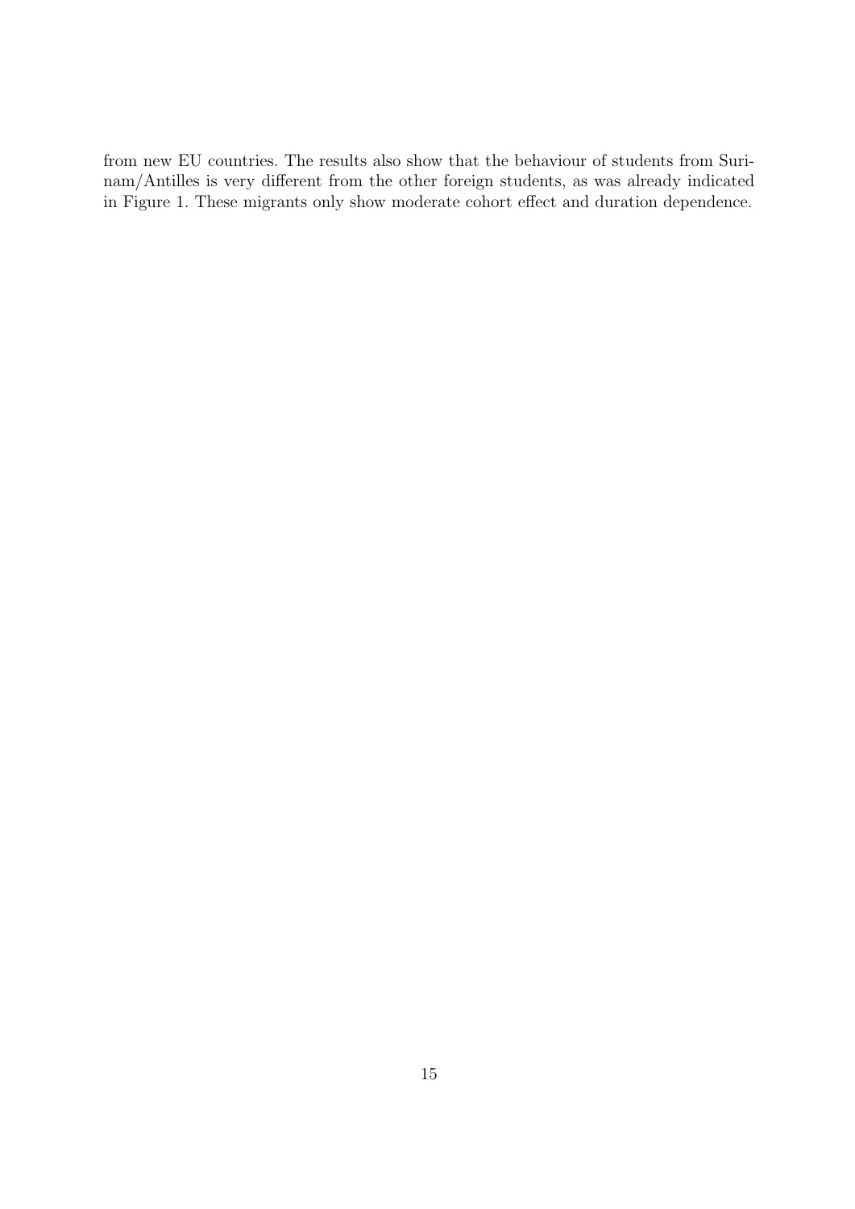from new EU countries. The results also show that the behaviour of students from Surinam/Antilles is very different from the other foreign students, as was already indicated in Figure 1. These migrants only show moderate cohort effect and duration dependence.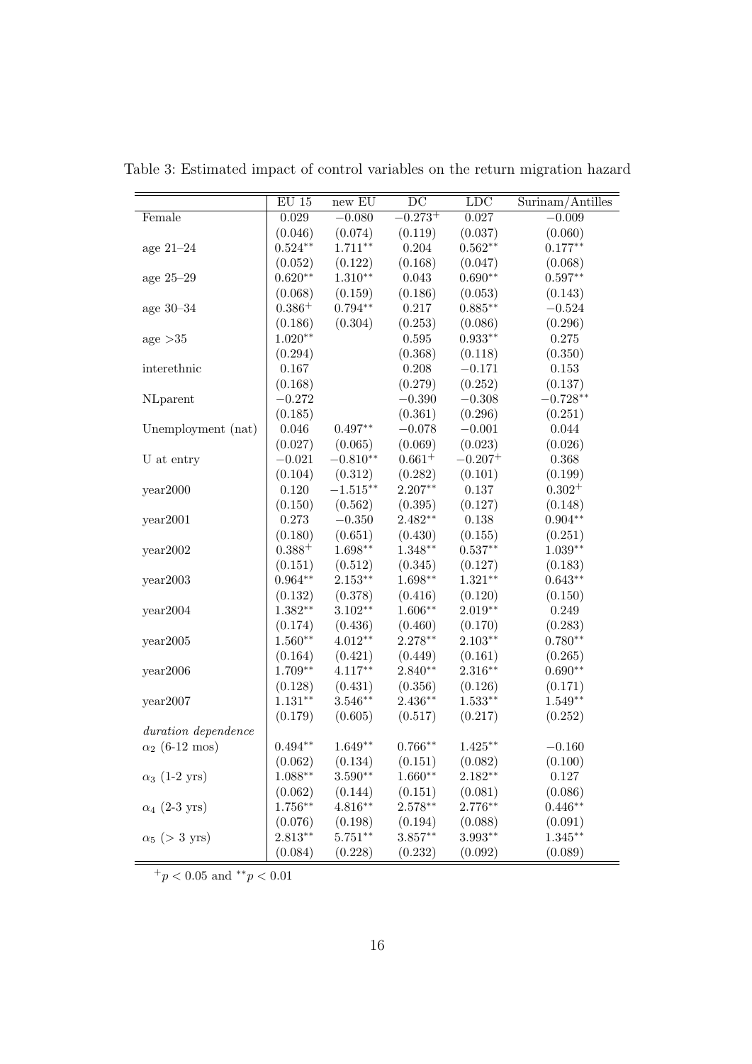Table 3: Estimated impact of control variables on the return migration hazard

| | EU 15 | new EU | DC | LDC | Surinam/Antilles |
|---|---|---|---|---|---|
| Female | 0.029 | −0.080 | $-0.273^{+}$ | 0.027 | −0.009 |
| | (0.046) | (0.074) | (0.119) | (0.037) | (0.060) |
| age 21–24 | $0.524^{**}$ | $1.711^{**}$ | 0.204 | $0.562^{**}$ | $0.177^{**}$ |
| | (0.052) | (0.122) | (0.168) | (0.047) | (0.068) |
| age 25–29 | $0.620^{**}$ | $1.310^{**}$ | 0.043 | $0.690^{**}$ | $0.597^{**}$ |
| | (0.068) | (0.159) | (0.186) | (0.053) | (0.143) |
| age 30–34 | $0.386^{+}$ | $0.794^{**}$ | 0.217 | $0.885^{**}$ | −0.524 |
| | (0.186) | (0.304) | (0.253) | (0.086) | (0.296) |
| age >35 | $1.020^{**}$ | | 0.595 | $0.933^{**}$ | 0.275 |
| | (0.294) | | (0.368) | (0.118) | (0.350) |
| interethnic | 0.167 | | 0.208 | −0.171 | 0.153 |
| | (0.168) | | (0.279) | (0.252) | (0.137) |
| NLparent | −0.272 | | −0.390 | −0.308 | $-0.728^{**}$ |
| | (0.185) | | (0.361) | (0.296) | (0.251) |
| Unemployment (nat) | 0.046 | $0.497^{**}$ | −0.078 | −0.001 | 0.044 |
| | (0.027) | (0.065) | (0.069) | (0.023) | (0.026) |
| U at entry | −0.021 | $-0.810^{**}$ | $0.661^{+}$ | $-0.207^{+}$ | 0.368 |
| | (0.104) | (0.312) | (0.282) | (0.101) | (0.199) |
| year2000 | 0.120 | $-1.515^{**}$ | $2.207^{**}$ | 0.137 | $0.302^{+}$ |
| | (0.150) | (0.562) | (0.395) | (0.127) | (0.148) |
| year2001 | 0.273 | −0.350 | $2.482^{**}$ | 0.138 | $0.904^{**}$ |
| | (0.180) | (0.651) | (0.430) | (0.155) | (0.251) |
| year2002 | $0.388^{+}$ | $1.698^{**}$ | $1.348^{**}$ | $0.537^{**}$ | $1.039^{**}$ |
| | (0.151) | (0.512) | (0.345) | (0.127) | (0.183) |
| year2003 | $0.964^{**}$ | $2.153^{**}$ | $1.698^{**}$ | $1.321^{**}$ | $0.643^{**}$ |
| | (0.132) | (0.378) | (0.416) | (0.120) | (0.150) |
| year2004 | $1.382^{**}$ | $3.102^{**}$ | $1.606^{**}$ | $2.019^{**}$ | 0.249 |
| | (0.174) | (0.436) | (0.460) | (0.170) | (0.283) |
| year2005 | $1.560^{**}$ | $4.012^{**}$ | $2.278^{**}$ | $2.103^{**}$ | $0.780^{**}$ |
| | (0.164) | (0.421) | (0.449) | (0.161) | (0.265) |
| year2006 | $1.709^{**}$ | $4.117^{**}$ | $2.840^{**}$ | $2.316^{**}$ | $0.690^{**}$ |
| | (0.128) | (0.431) | (0.356) | (0.126) | (0.171) |
| year2007 | $1.131^{**}$ | $3.546^{**}$ | $2.436^{**}$ | $1.533^{**}$ | $1.549^{**}$ |
| | (0.179) | (0.605) | (0.517) | (0.217) | (0.252) |
| *duration dependence* | | | | | |
| $\alpha_2$ (6-12 mos) | $0.494^{**}$ | $1.649^{**}$ | $0.766^{**}$ | $1.425^{**}$ | −0.160 |
| | (0.062) | (0.134) | (0.151) | (0.082) | (0.100) |
| $\alpha_3$ (1-2 yrs) | $1.088^{**}$ | $3.590^{**}$ | $1.660^{**}$ | $2.182^{**}$ | 0.127 |
| | (0.062) | (0.144) | (0.151) | (0.081) | (0.086) |
| $\alpha_4$ (2-3 yrs) | $1.756^{**}$ | $4.816^{**}$ | $2.578^{**}$ | $2.776^{**}$ | $0.446^{**}$ |
| | (0.076) | (0.198) | (0.194) | (0.088) | (0.091) |
| $\alpha_5$ (> 3 yrs) | $2.813^{**}$ | $5.751^{**}$ | $3.857^{**}$ | $3.993^{**}$ | $1.345^{**}$ |
| | (0.084) | (0.228) | (0.232) | (0.092) | (0.089) |

$^{+}p < 0.05$ and $^{**}p < 0.01$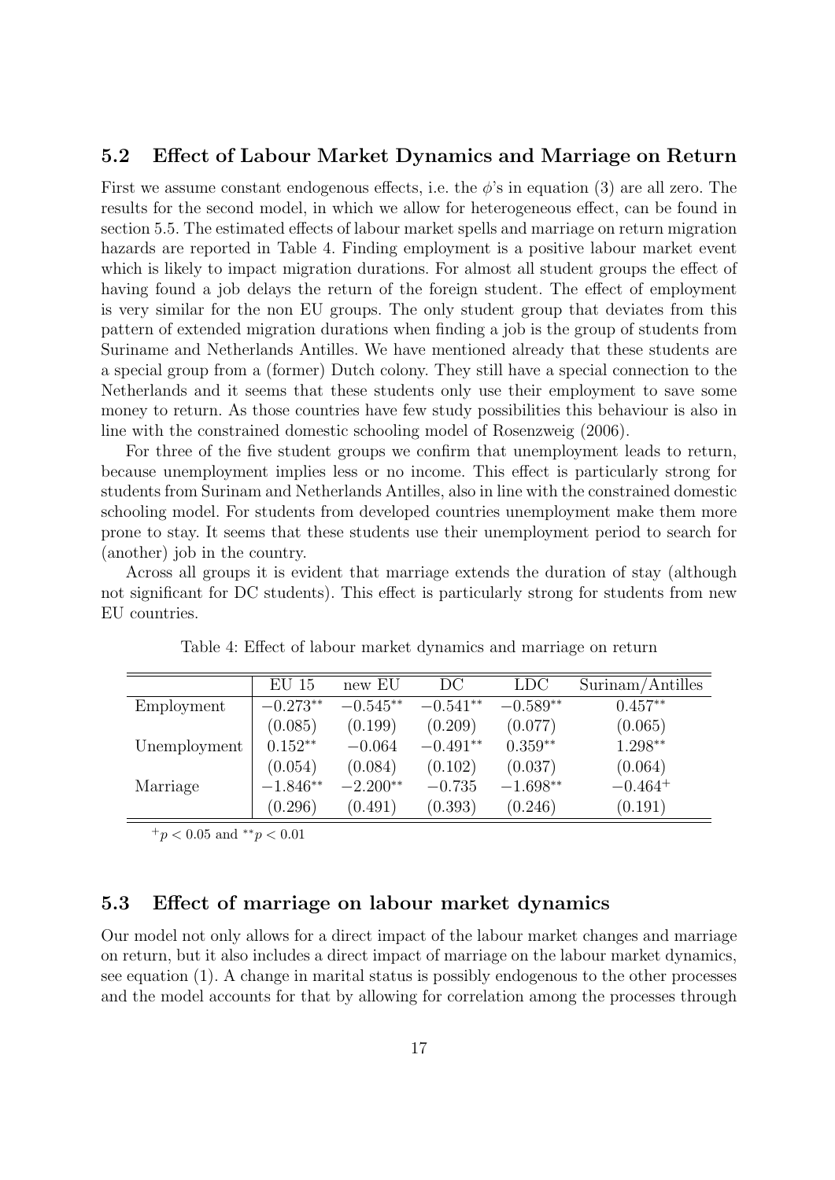### 5.2 Effect of Labour Market Dynamics and Marriage on Return

First we assume constant endogenous effects, i.e. the $\phi$'s in equation (3) are all zero. The results for the second model, in which we allow for heterogeneous effect, can be found in section 5.5. The estimated effects of labour market spells and marriage on return migration hazards are reported in Table 4. Finding employment is a positive labour market event which is likely to impact migration durations. For almost all student groups the effect of having found a job delays the return of the foreign student. The effect of employment is very similar for the non EU groups. The only student group that deviates from this pattern of extended migration durations when finding a job is the group of students from Suriname and Netherlands Antilles. We have mentioned already that these students are a special group from a (former) Dutch colony. They still have a special connection to the Netherlands and it seems that these students only use their employment to save some money to return. As those countries have few study possibilities this behaviour is also in line with the constrained domestic schooling model of Rosenzweig (2006).

For three of the five student groups we confirm that unemployment leads to return, because unemployment implies less or no income. This effect is particularly strong for students from Surinam and Netherlands Antilles, also in line with the constrained domestic schooling model. For students from developed countries unemployment make them more prone to stay. It seems that these students use their unemployment period to search for (another) job in the country.

Across all groups it is evident that marriage extends the duration of stay (although not significant for DC students). This effect is particularly strong for students from new EU countries.

Table 4: Effect of labour market dynamics and marriage on return

| | EU 15 | new EU | DC | LDC | Surinam/Antilles |
|---|---|---|---|---|---|
| Employment | $-0.273^{**}$ | $-0.545^{**}$ | $-0.541^{**}$ | $-0.589^{**}$ | $0.457^{**}$ |
| | (0.085) | (0.199) | (0.209) | (0.077) | (0.065) |
| Unemployment | $0.152^{**}$ | $-0.064$ | $-0.491^{**}$ | $0.359^{**}$ | $1.298^{**}$ |
| | (0.054) | (0.084) | (0.102) | (0.037) | (0.064) |
| Marriage | $-1.846^{**}$ | $-2.200^{**}$ | $-0.735$ | $-1.698^{**}$ | $-0.464^{+}$ |
| | (0.296) | (0.491) | (0.393) | (0.246) | (0.191) |

$^{+}p < 0.05$ and $^{**}p < 0.01$

### 5.3 Effect of marriage on labour market dynamics

Our model not only allows for a direct impact of the labour market changes and marriage on return, but it also includes a direct impact of marriage on the labour market dynamics, see equation (1). A change in marital status is possibly endogenous to the other processes and the model accounts for that by allowing for correlation among the processes through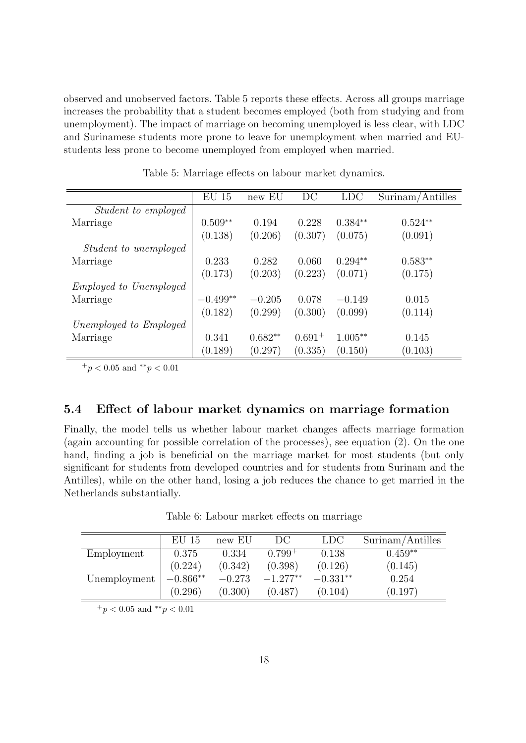observed and unobserved factors. Table 5 reports these effects. Across all groups marriage increases the probability that a student becomes employed (both from studying and from unemployment). The impact of marriage on becoming unemployed is less clear, with LDC and Surinamese students more prone to leave for unemployment when married and EU-students less prone to become unemployed from employed when married.

Table 5: Marriage effects on labour market dynamics.

| | EU 15 | new EU | DC | LDC | Surinam/Antilles |
|---|---|---|---|---|---|
| *Student to employed* | | | | | |
| Marriage | $0.509^{**}$ | 0.194 | 0.228 | $0.384^{**}$ | $0.524^{**}$ |
| | (0.138) | (0.206) | (0.307) | (0.075) | (0.091) |
| *Student to unemployed* | | | | | |
| Marriage | 0.233 | 0.282 | 0.060 | $0.294^{**}$ | $0.583^{**}$ |
| | (0.173) | (0.203) | (0.223) | (0.071) | (0.175) |
| *Employed to Unemployed* | | | | | |
| Marriage | $-0.499^{**}$ | $-0.205$ | 0.078 | $-0.149$ | 0.015 |
| | (0.182) | (0.299) | (0.300) | (0.099) | (0.114) |
| *Unemployed to Employed* | | | | | |
| Marriage | 0.341 | $0.682^{**}$ | $0.691^{+}$ | $1.005^{**}$ | 0.145 |
| | (0.189) | (0.297) | (0.335) | (0.150) | (0.103) |

$^{+}p < 0.05$ and $^{**}p < 0.01$

### 5.4 Effect of labour market dynamics on marriage formation

Finally, the model tells us whether labour market changes affects marriage formation (again accounting for possible correlation of the processes), see equation (2). On the one hand, finding a job is beneficial on the marriage market for most students (but only significant for students from developed countries and for students from Surinam and the Antilles), while on the other hand, losing a job reduces the chance to get married in the Netherlands substantially.

Table 6: Labour market effects on marriage

| | EU 15 | new EU | DC | LDC | Surinam/Antilles |
|---|---|---|---|---|---|
| Employment | 0.375 | 0.334 | $0.799^{+}$ | 0.138 | $0.459^{**}$ |
| | (0.224) | (0.342) | (0.398) | (0.126) | (0.145) |
| Unemployment | $-0.866^{**}$ | $-0.273$ | $-1.277^{**}$ | $-0.331^{**}$ | 0.254 |
| | (0.296) | (0.300) | (0.487) | (0.104) | (0.197) |

$^{+}p < 0.05$ and $^{**}p < 0.01$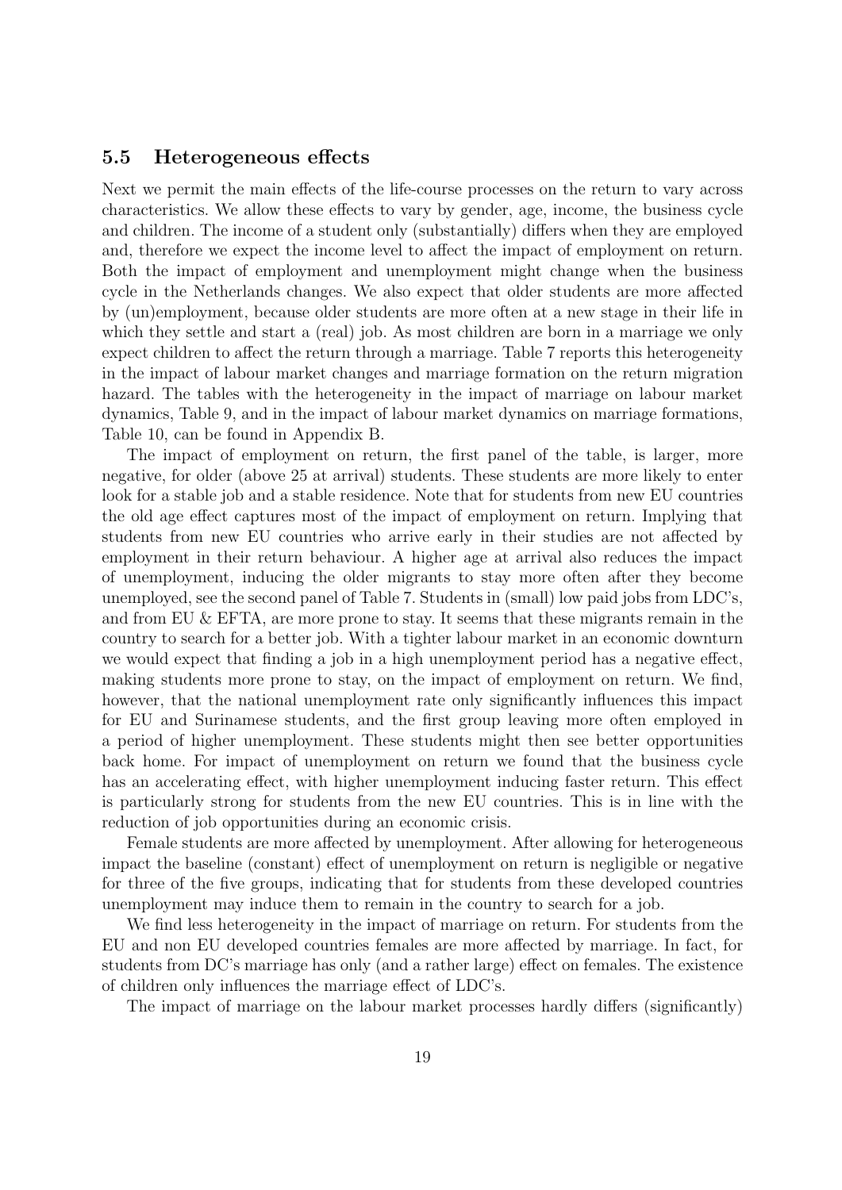## 5.5 Heterogeneous effects

Next we permit the main effects of the life-course processes on the return to vary across characteristics. We allow these effects to vary by gender, age, income, the business cycle and children. The income of a student only (substantially) differs when they are employed and, therefore we expect the income level to affect the impact of employment on return. Both the impact of employment and unemployment might change when the business cycle in the Netherlands changes. We also expect that older students are more affected by (un)employment, because older students are more often at a new stage in their life in which they settle and start a (real) job. As most children are born in a marriage we only expect children to affect the return through a marriage. Table 7 reports this heterogeneity in the impact of labour market changes and marriage formation on the return migration hazard. The tables with the heterogeneity in the impact of marriage on labour market dynamics, Table 9, and in the impact of labour market dynamics on marriage formations, Table 10, can be found in Appendix B.

The impact of employment on return, the first panel of the table, is larger, more negative, for older (above 25 at arrival) students. These students are more likely to enter look for a stable job and a stable residence. Note that for students from new EU countries the old age effect captures most of the impact of employment on return. Implying that students from new EU countries who arrive early in their studies are not affected by employment in their return behaviour. A higher age at arrival also reduces the impact of unemployment, inducing the older migrants to stay more often after they become unemployed, see the second panel of Table 7. Students in (small) low paid jobs from LDC's, and from EU & EFTA, are more prone to stay. It seems that these migrants remain in the country to search for a better job. With a tighter labour market in an economic downturn we would expect that finding a job in a high unemployment period has a negative effect, making students more prone to stay, on the impact of employment on return. We find, however, that the national unemployment rate only significantly influences this impact for EU and Surinamese students, and the first group leaving more often employed in a period of higher unemployment. These students might then see better opportunities back home. For impact of unemployment on return we found that the business cycle has an accelerating effect, with higher unemployment inducing faster return. This effect is particularly strong for students from the new EU countries. This is in line with the reduction of job opportunities during an economic crisis.

Female students are more affected by unemployment. After allowing for heterogeneous impact the baseline (constant) effect of unemployment on return is negligible or negative for three of the five groups, indicating that for students from these developed countries unemployment may induce them to remain in the country to search for a job.

We find less heterogeneity in the impact of marriage on return. For students from the EU and non EU developed countries females are more affected by marriage. In fact, for students from DC's marriage has only (and a rather large) effect on females. The existence of children only influences the marriage effect of LDC's.

The impact of marriage on the labour market processes hardly differs (significantly)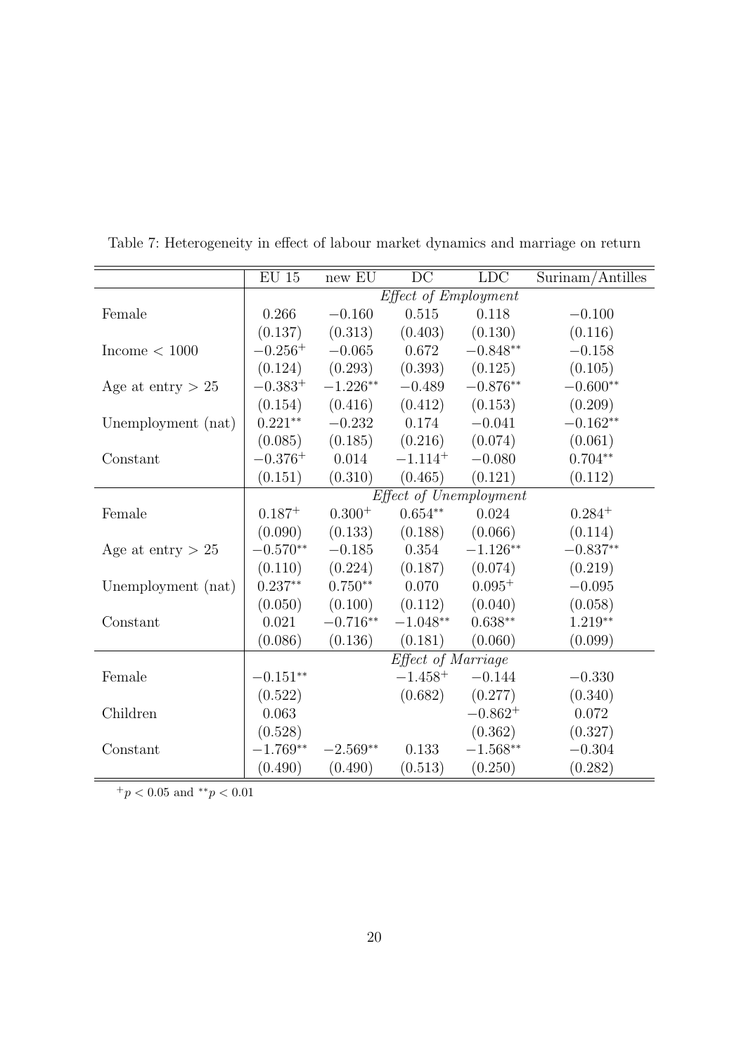Table 7: Heterogeneity in effect of labour market dynamics and marriage on return

| | EU 15 | new EU | DC | LDC | Surinam/Antilles |
|---|---|---|---|---|---|
| | *Effect of Employment* | | | | |
| Female | 0.266 | $-0.160$ | 0.515 | 0.118 | $-0.100$ |
| | (0.137) | (0.313) | (0.403) | (0.130) | (0.116) |
| Income $< 1000$ | $-0.256^{+}$ | $-0.065$ | 0.672 | $-0.848^{**}$ | $-0.158$ |
| | (0.124) | (0.293) | (0.393) | (0.125) | (0.105) |
| Age at entry $> 25$ | $-0.383^{+}$ | $-1.226^{**}$ | $-0.489$ | $-0.876^{**}$ | $-0.600^{**}$ |
| | (0.154) | (0.416) | (0.412) | (0.153) | (0.209) |
| Unemployment (nat) | $0.221^{**}$ | $-0.232$ | 0.174 | $-0.041$ | $-0.162^{**}$ |
| | (0.085) | (0.185) | (0.216) | (0.074) | (0.061) |
| Constant | $-0.376^{+}$ | 0.014 | $-1.114^{+}$ | $-0.080$ | $0.704^{**}$ |
| | (0.151) | (0.310) | (0.465) | (0.121) | (0.112) |
| | *Effect of Unemployment* | | | | |
| Female | $0.187^{+}$ | $0.300^{+}$ | $0.654^{**}$ | 0.024 | $0.284^{+}$ |
| | (0.090) | (0.133) | (0.188) | (0.066) | (0.114) |
| Age at entry $> 25$ | $-0.570^{**}$ | $-0.185$ | 0.354 | $-1.126^{**}$ | $-0.837^{**}$ |
| | (0.110) | (0.224) | (0.187) | (0.074) | (0.219) |
| Unemployment (nat) | $0.237^{**}$ | $0.750^{**}$ | 0.070 | $0.095^{+}$ | $-0.095$ |
| | (0.050) | (0.100) | (0.112) | (0.040) | (0.058) |
| Constant | 0.021 | $-0.716^{**}$ | $-1.048^{**}$ | $0.638^{**}$ | $1.219^{**}$ |
| | (0.086) | (0.136) | (0.181) | (0.060) | (0.099) |
| | *Effect of Marriage* | | | | |
| Female | $-0.151^{**}$ | | $-1.458^{+}$ | $-0.144$ | $-0.330$ |
| | (0.522) | | (0.682) | (0.277) | (0.340) |
| Children | 0.063 | | | $-0.862^{+}$ | 0.072 |
| | (0.528) | | | (0.362) | (0.327) |
| Constant | $-1.769^{**}$ | $-2.569^{**}$ | 0.133 | $-1.568^{**}$ | $-0.304$ |
| | (0.490) | (0.490) | (0.513) | (0.250) | (0.282) |

$^{+}p < 0.05$ and $^{**}p < 0.01$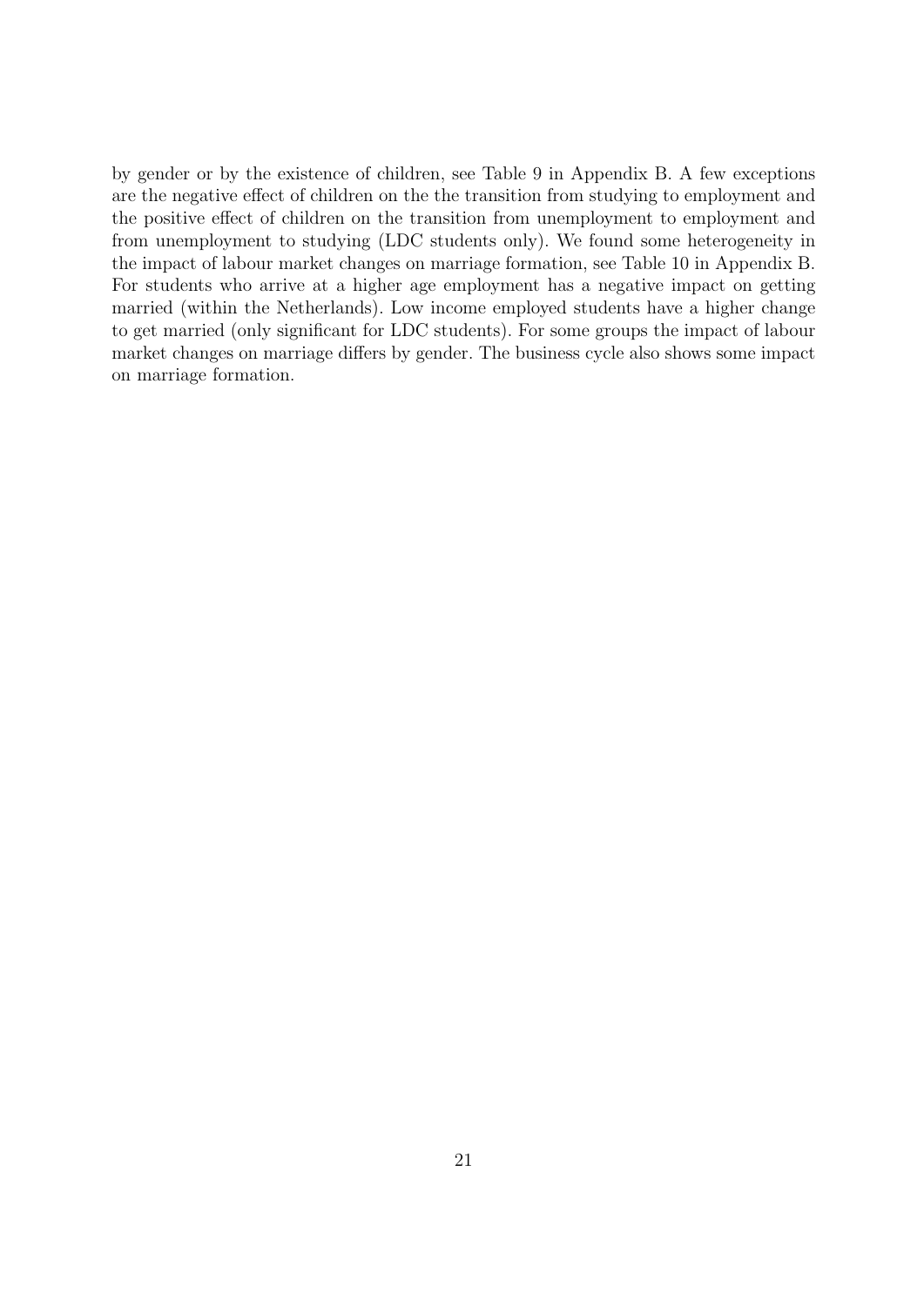by gender or by the existence of children, see Table 9 in Appendix B. A few exceptions are the negative effect of children on the the transition from studying to employment and the positive effect of children on the transition from unemployment to employment and from unemployment to studying (LDC students only). We found some heterogeneity in the impact of labour market changes on marriage formation, see Table 10 in Appendix B. For students who arrive at a higher age employment has a negative impact on getting married (within the Netherlands). Low income employed students have a higher change to get married (only significant for LDC students). For some groups the impact of labour market changes on marriage differs by gender. The business cycle also shows some impact on marriage formation.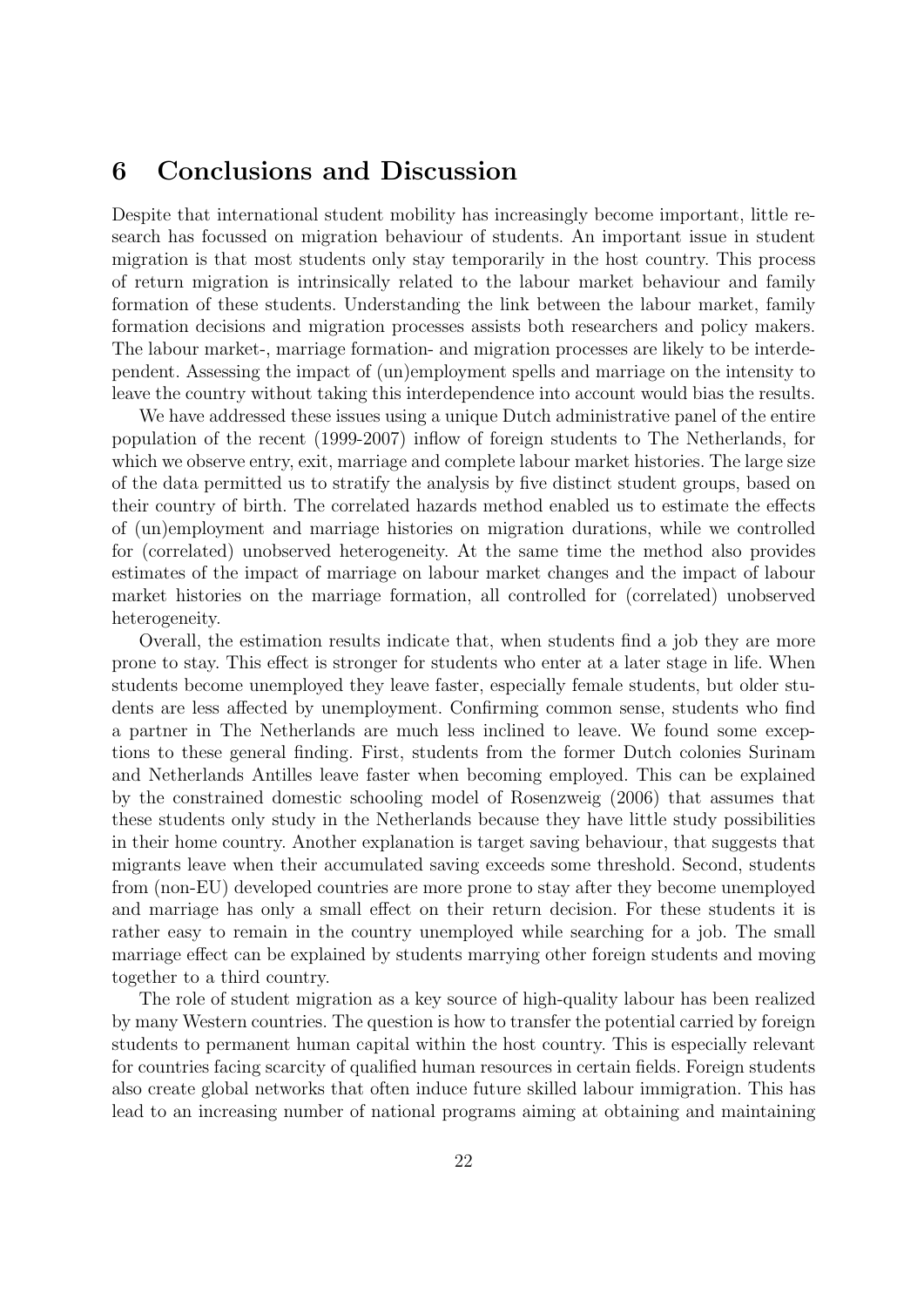# 6 Conclusions and Discussion

Despite that international student mobility has increasingly become important, little research has focussed on migration behaviour of students. An important issue in student migration is that most students only stay temporarily in the host country. This process of return migration is intrinsically related to the labour market behaviour and family formation of these students. Understanding the link between the labour market, family formation decisions and migration processes assists both researchers and policy makers. The labour market-, marriage formation- and migration processes are likely to be interdependent. Assessing the impact of (un)employment spells and marriage on the intensity to leave the country without taking this interdependence into account would bias the results.

We have addressed these issues using a unique Dutch administrative panel of the entire population of the recent (1999-2007) inflow of foreign students to The Netherlands, for which we observe entry, exit, marriage and complete labour market histories. The large size of the data permitted us to stratify the analysis by five distinct student groups, based on their country of birth. The correlated hazards method enabled us to estimate the effects of (un)employment and marriage histories on migration durations, while we controlled for (correlated) unobserved heterogeneity. At the same time the method also provides estimates of the impact of marriage on labour market changes and the impact of labour market histories on the marriage formation, all controlled for (correlated) unobserved heterogeneity.

Overall, the estimation results indicate that, when students find a job they are more prone to stay. This effect is stronger for students who enter at a later stage in life. When students become unemployed they leave faster, especially female students, but older students are less affected by unemployment. Confirming common sense, students who find a partner in The Netherlands are much less inclined to leave. We found some exceptions to these general finding. First, students from the former Dutch colonies Surinam and Netherlands Antilles leave faster when becoming employed. This can be explained by the constrained domestic schooling model of Rosenzweig (2006) that assumes that these students only study in the Netherlands because they have little study possibilities in their home country. Another explanation is target saving behaviour, that suggests that migrants leave when their accumulated saving exceeds some threshold. Second, students from (non-EU) developed countries are more prone to stay after they become unemployed and marriage has only a small effect on their return decision. For these students it is rather easy to remain in the country unemployed while searching for a job. The small marriage effect can be explained by students marrying other foreign students and moving together to a third country.

The role of student migration as a key source of high-quality labour has been realized by many Western countries. The question is how to transfer the potential carried by foreign students to permanent human capital within the host country. This is especially relevant for countries facing scarcity of qualified human resources in certain fields. Foreign students also create global networks that often induce future skilled labour immigration. This has lead to an increasing number of national programs aiming at obtaining and maintaining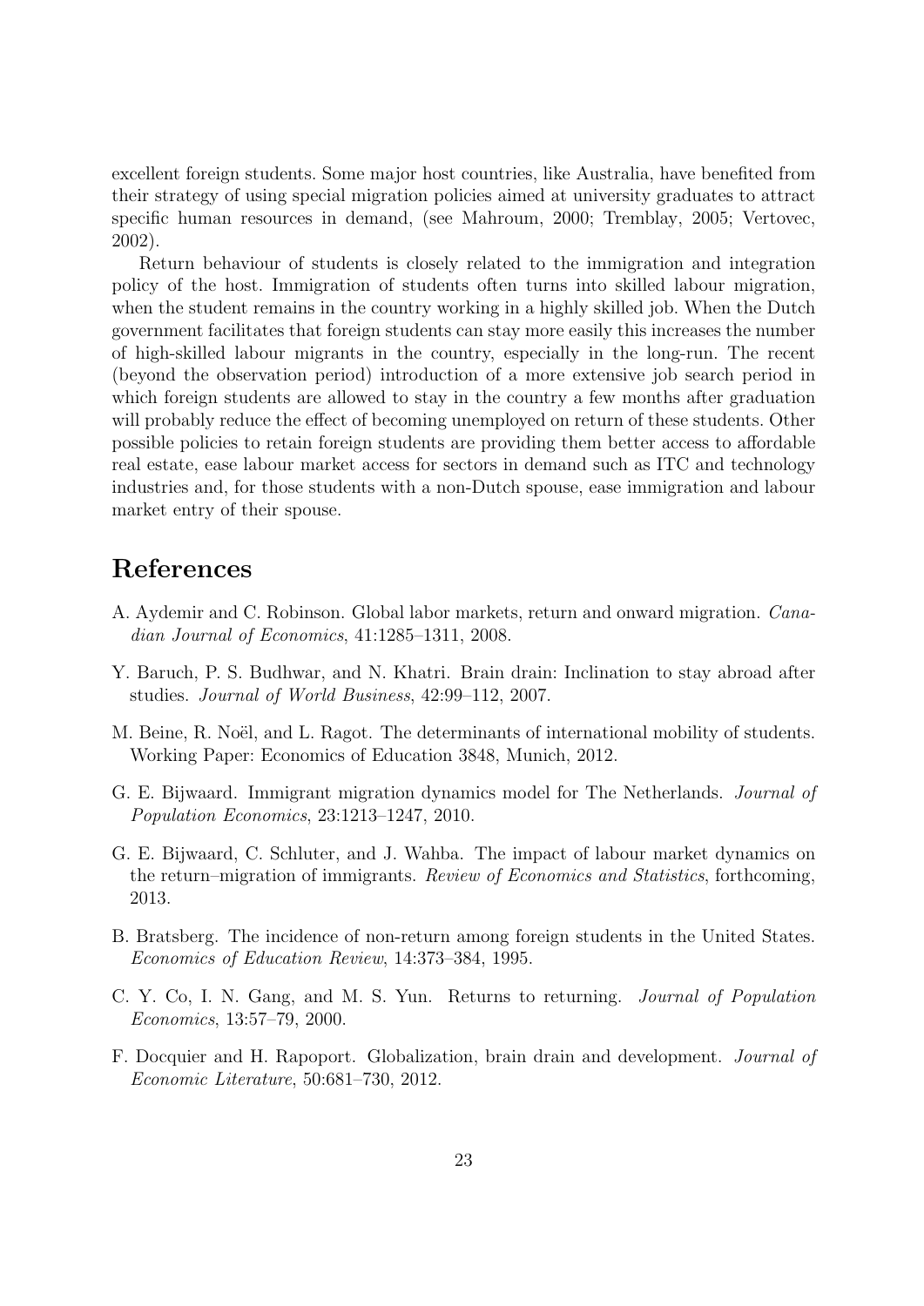excellent foreign students. Some major host countries, like Australia, have benefited from their strategy of using special migration policies aimed at university graduates to attract specific human resources in demand, (see Mahroum, 2000; Tremblay, 2005; Vertovec, 2002).

Return behaviour of students is closely related to the immigration and integration policy of the host. Immigration of students often turns into skilled labour migration, when the student remains in the country working in a highly skilled job. When the Dutch government facilitates that foreign students can stay more easily this increases the number of high-skilled labour migrants in the country, especially in the long-run. The recent (beyond the observation period) introduction of a more extensive job search period in which foreign students are allowed to stay in the country a few months after graduation will probably reduce the effect of becoming unemployed on return of these students. Other possible policies to retain foreign students are providing them better access to affordable real estate, ease labour market access for sectors in demand such as ITC and technology industries and, for those students with a non-Dutch spouse, ease immigration and labour market entry of their spouse.

## References

A. Aydemir and C. Robinson. Global labor markets, return and onward migration. *Canadian Journal of Economics*, 41:1285–1311, 2008.

Y. Baruch, P. S. Budhwar, and N. Khatri. Brain drain: Inclination to stay abroad after studies. *Journal of World Business*, 42:99–112, 2007.

M. Beine, R. Noël, and L. Ragot. The determinants of international mobility of students. Working Paper: Economics of Education 3848, Munich, 2012.

G. E. Bijwaard. Immigrant migration dynamics model for The Netherlands. *Journal of Population Economics*, 23:1213–1247, 2010.

G. E. Bijwaard, C. Schluter, and J. Wahba. The impact of labour market dynamics on the return–migration of immigrants. *Review of Economics and Statistics*, forthcoming, 2013.

B. Bratsberg. The incidence of non-return among foreign students in the United States. *Economics of Education Review*, 14:373–384, 1995.

C. Y. Co, I. N. Gang, and M. S. Yun. Returns to returning. *Journal of Population Economics*, 13:57–79, 2000.

F. Docquier and H. Rapoport. Globalization, brain drain and development. *Journal of Economic Literature*, 50:681–730, 2012.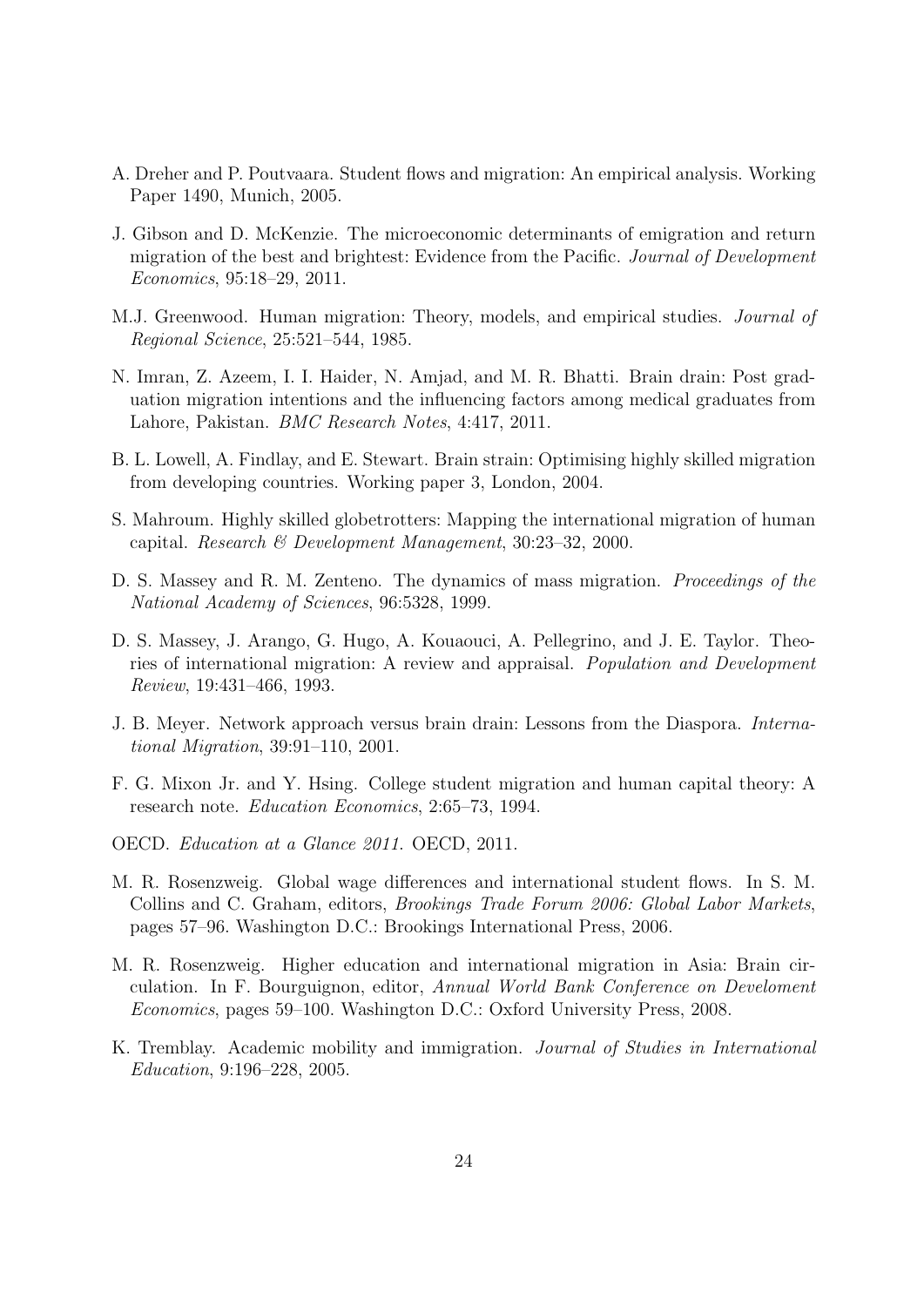A. Dreher and P. Poutvaara. Student flows and migration: An empirical analysis. Working Paper 1490, Munich, 2005.

J. Gibson and D. McKenzie. The microeconomic determinants of emigration and return migration of the best and brightest: Evidence from the Pacific. *Journal of Development Economics*, 95:18–29, 2011.

M.J. Greenwood. Human migration: Theory, models, and empirical studies. *Journal of Regional Science*, 25:521–544, 1985.

N. Imran, Z. Azeem, I. I. Haider, N. Amjad, and M. R. Bhatti. Brain drain: Post graduation migration intentions and the influencing factors among medical graduates from Lahore, Pakistan. *BMC Research Notes*, 4:417, 2011.

B. L. Lowell, A. Findlay, and E. Stewart. Brain strain: Optimising highly skilled migration from developing countries. Working paper 3, London, 2004.

S. Mahroum. Highly skilled globetrotters: Mapping the international migration of human capital. *Research & Development Management*, 30:23–32, 2000.

D. S. Massey and R. M. Zenteno. The dynamics of mass migration. *Proceedings of the National Academy of Sciences*, 96:5328, 1999.

D. S. Massey, J. Arango, G. Hugo, A. Kouaouci, A. Pellegrino, and J. E. Taylor. Theories of international migration: A review and appraisal. *Population and Development Review*, 19:431–466, 1993.

J. B. Meyer. Network approach versus brain drain: Lessons from the Diaspora. *International Migration*, 39:91–110, 2001.

F. G. Mixon Jr. and Y. Hsing. College student migration and human capital theory: A research note. *Education Economics*, 2:65–73, 1994.

OECD. *Education at a Glance 2011*. OECD, 2011.

M. R. Rosenzweig. Global wage differences and international student flows. In S. M. Collins and C. Graham, editors, *Brookings Trade Forum 2006: Global Labor Markets*, pages 57–96. Washington D.C.: Brookings International Press, 2006.

M. R. Rosenzweig. Higher education and international migration in Asia: Brain circulation. In F. Bourguignon, editor, *Annual World Bank Conference on Develoment Economics*, pages 59–100. Washington D.C.: Oxford University Press, 2008.

K. Tremblay. Academic mobility and immigration. *Journal of Studies in International Education*, 9:196–228, 2005.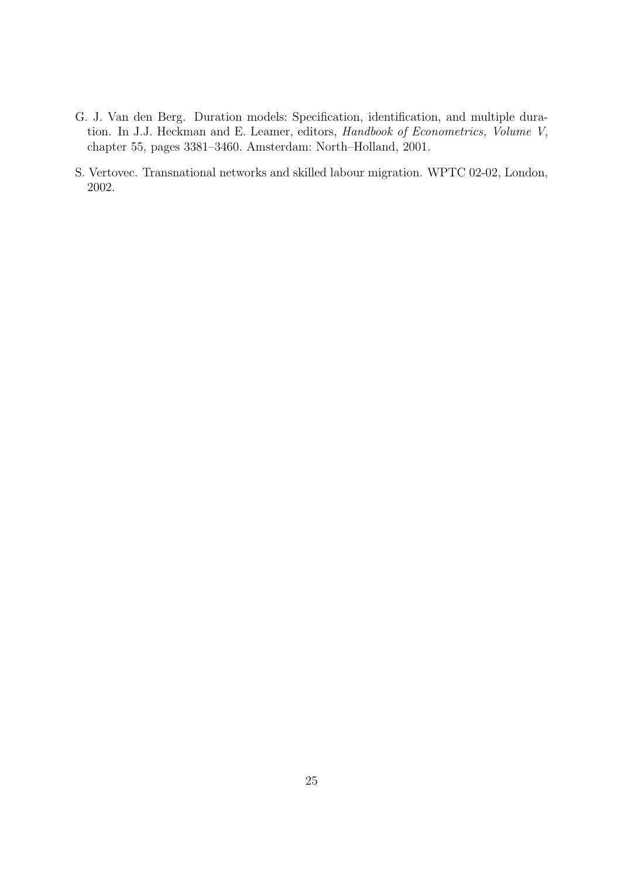G. J. Van den Berg. Duration models: Specification, identification, and multiple duration. In J.J. Heckman and E. Leamer, editors, *Handbook of Econometrics, Volume V*, chapter 55, pages 3381–3460. Amsterdam: North–Holland, 2001.

S. Vertovec. Transnational networks and skilled labour migration. WPTC 02-02, London, 2002.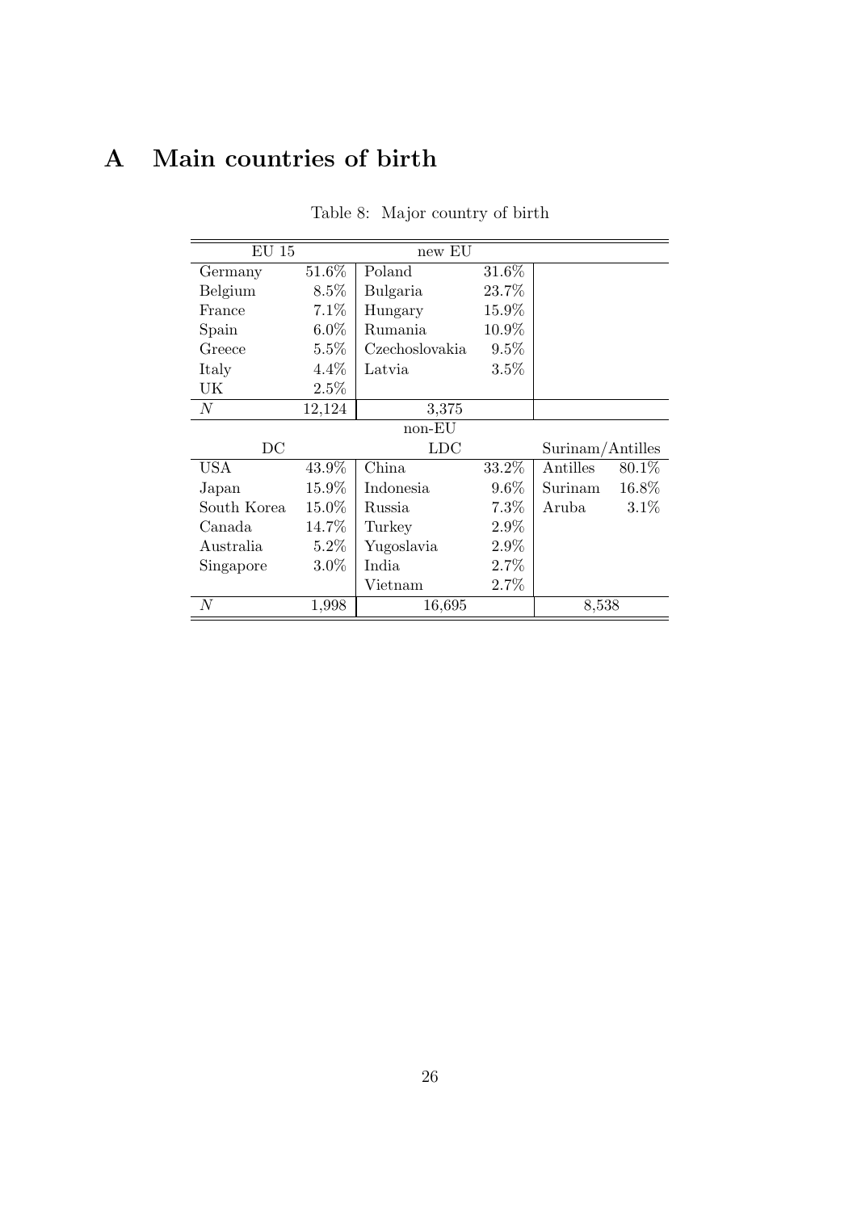# A Main countries of birth

Table 8: Major country of birth

| EU 15 | | new EU | | | |
|---|---|---|---|---|---|
| Germany | 51.6% | Poland | 31.6% | | |
| Belgium | 8.5% | Bulgaria | 23.7% | | |
| France | 7.1% | Hungary | 15.9% | | |
| Spain | 6.0% | Rumania | 10.9% | | |
| Greece | 5.5% | Czechoslovakia | 9.5% | | |
| Italy | 4.4% | Latvia | 3.5% | | |
| UK | 2.5% | | | | |
| $N$ | 12,124 | 3,375 | | | |
| | | non-EU | | | |
| DC | | LDC | | Surinam/Antilles | |
| USA | 43.9% | China | 33.2% | Antilles | 80.1% |
| Japan | 15.9% | Indonesia | 9.6% | Surinam | 16.8% |
| South Korea | 15.0% | Russia | 7.3% | Aruba | 3.1% |
| Canada | 14.7% | Turkey | 2.9% | | |
| Australia | 5.2% | Yugoslavia | 2.9% | | |
| Singapore | 3.0% | India | 2.7% | | |
| | | Vietnam | 2.7% | | |
| $N$ | 1,998 | 16,695 | | 8,538 | |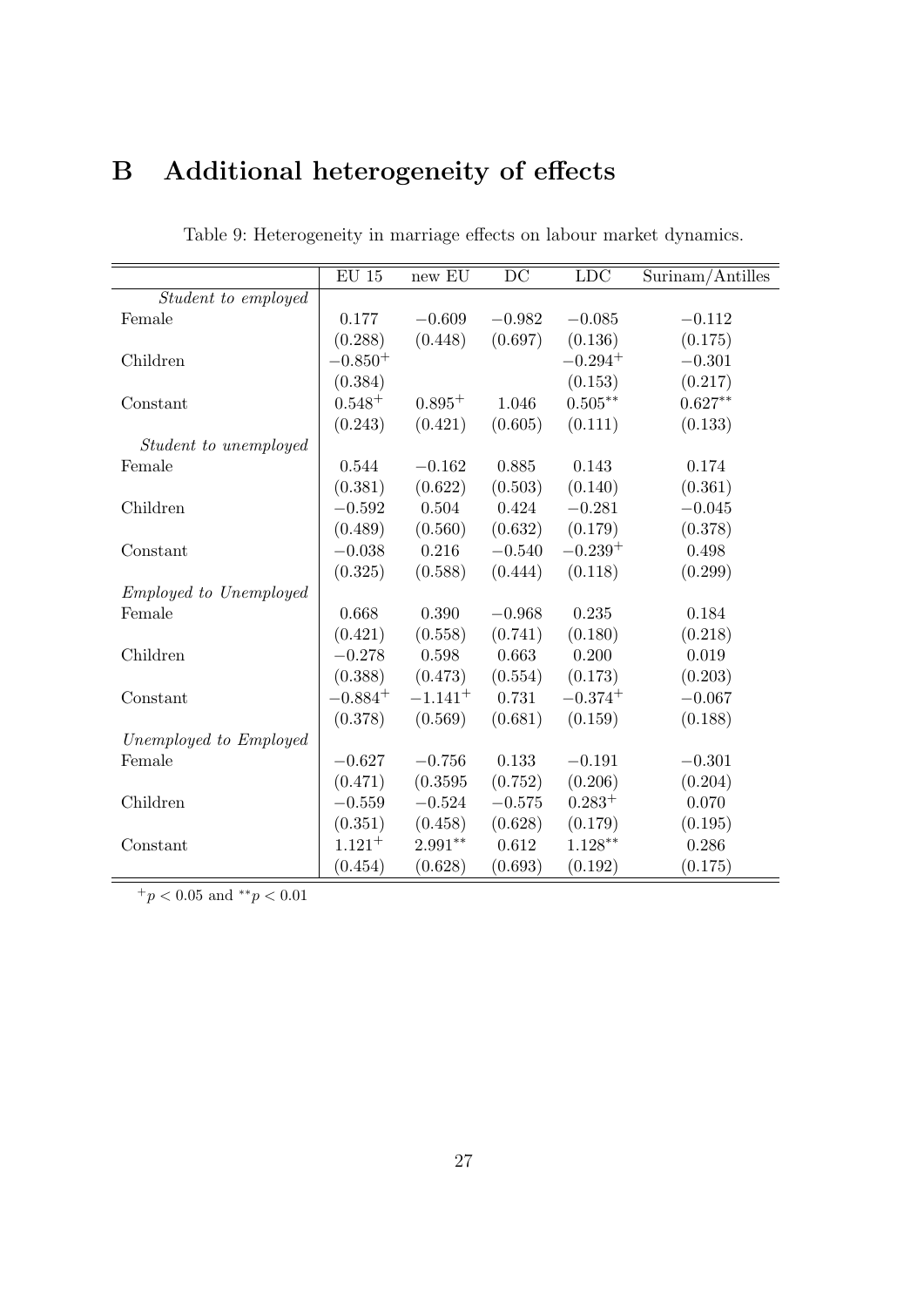# B Additional heterogeneity of effects

Table 9: Heterogeneity in marriage effects on labour market dynamics.

| | EU 15 | new EU | DC | LDC | Surinam/Antilles |
|---|---|---|---|---|---|
| *Student to employed* | | | | | |
| Female | 0.177 | $-0.609$ | $-0.982$ | $-0.085$ | $-0.112$ |
| | (0.288) | (0.448) | (0.697) | (0.136) | (0.175) |
| Children | $-0.850^{+}$ | | | $-0.294^{+}$ | $-0.301$ |
| | (0.384) | | | (0.153) | (0.217) |
| Constant | $0.548^{+}$ | $0.895^{+}$ | 1.046 | $0.505^{**}$ | $0.627^{**}$ |
| | (0.243) | (0.421) | (0.605) | (0.111) | (0.133) |
| *Student to unemployed* | | | | | |
| Female | 0.544 | $-0.162$ | 0.885 | 0.143 | 0.174 |
| | (0.381) | (0.622) | (0.503) | (0.140) | (0.361) |
| Children | $-0.592$ | 0.504 | 0.424 | $-0.281$ | $-0.045$ |
| | (0.489) | (0.560) | (0.632) | (0.179) | (0.378) |
| Constant | $-0.038$ | 0.216 | $-0.540$ | $-0.239^{+}$ | 0.498 |
| | (0.325) | (0.588) | (0.444) | (0.118) | (0.299) |
| *Employed to Unemployed* | | | | | |
| Female | 0.668 | 0.390 | $-0.968$ | 0.235 | 0.184 |
| | (0.421) | (0.558) | (0.741) | (0.180) | (0.218) |
| Children | $-0.278$ | 0.598 | 0.663 | 0.200 | 0.019 |
| | (0.388) | (0.473) | (0.554) | (0.173) | (0.203) |
| Constant | $-0.884^{+}$ | $-1.141^{+}$ | 0.731 | $-0.374^{+}$ | $-0.067$ |
| | (0.378) | (0.569) | (0.681) | (0.159) | (0.188) |
| *Unemployed to Employed* | | | | | |
| Female | $-0.627$ | $-0.756$ | 0.133 | $-0.191$ | $-0.301$ |
| | (0.471) | (0.3595 | (0.752) | (0.206) | (0.204) |
| Children | $-0.559$ | $-0.524$ | $-0.575$ | $0.283^{+}$ | 0.070 |
| | (0.351) | (0.458) | (0.628) | (0.179) | (0.195) |
| Constant | $1.121^{+}$ | $2.991^{**}$ | 0.612 | $1.128^{**}$ | 0.286 |
| | (0.454) | (0.628) | (0.693) | (0.192) | (0.175) |

${}^{+}p < 0.05$ and ${}^{**}p < 0.01$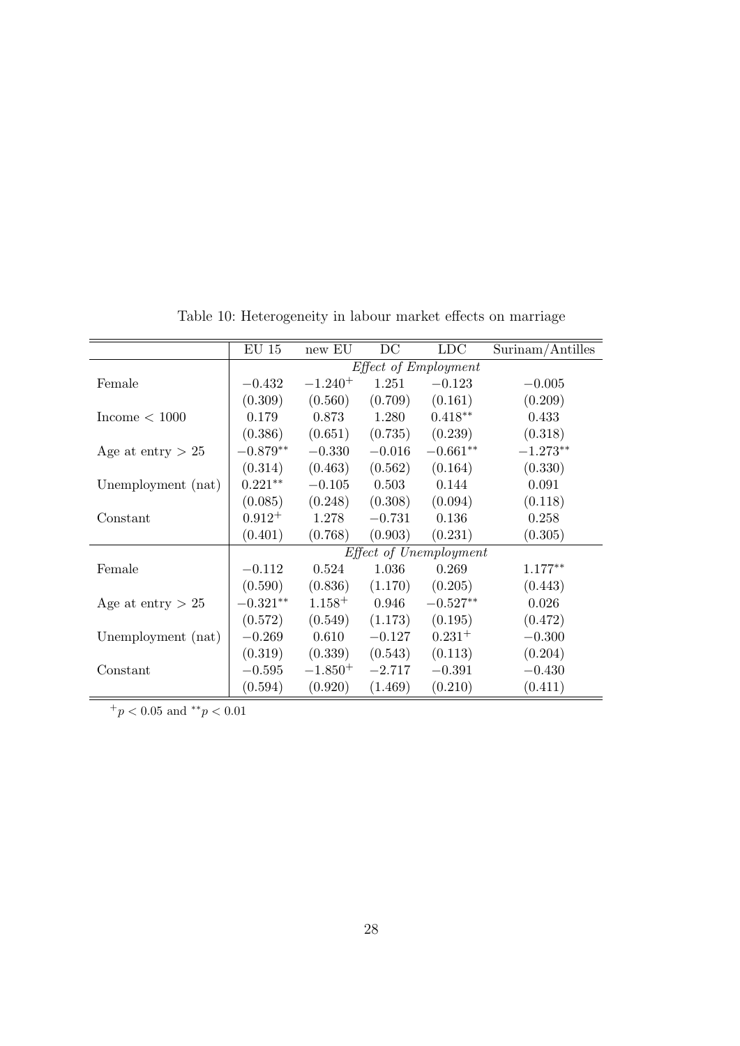Table 10: Heterogeneity in labour market effects on marriage

| | EU 15 | new EU | DC | LDC | Surinam/Antilles |
|---|---|---|---|---|---|
| | *Effect of Employment* | | | | |
| Female | $-0.432$ | $-1.240^{+}$ | $1.251$ | $-0.123$ | $-0.005$ |
| | $(0.309)$ | $(0.560)$ | $(0.709)$ | $(0.161)$ | $(0.209)$ |
| Income $< 1000$ | $0.179$ | $0.873$ | $1.280$ | $0.418^{**}$ | $0.433$ |
| | $(0.386)$ | $(0.651)$ | $(0.735)$ | $(0.239)$ | $(0.318)$ |
| Age at entry $> 25$ | $-0.879^{**}$ | $-0.330$ | $-0.016$ | $-0.661^{**}$ | $-1.273^{**}$ |
| | $(0.314)$ | $(0.463)$ | $(0.562)$ | $(0.164)$ | $(0.330)$ |
| Unemployment (nat) | $0.221^{**}$ | $-0.105$ | $0.503$ | $0.144$ | $0.091$ |
| | $(0.085)$ | $(0.248)$ | $(0.308)$ | $(0.094)$ | $(0.118)$ |
| Constant | $0.912^{+}$ | $1.278$ | $-0.731$ | $0.136$ | $0.258$ |
| | $(0.401)$ | $(0.768)$ | $(0.903)$ | $(0.231)$ | $(0.305)$ |
| | *Effect of Unemployment* | | | | |
| Female | $-0.112$ | $0.524$ | $1.036$ | $0.269$ | $1.177^{**}$ |
| | $(0.590)$ | $(0.836)$ | $(1.170)$ | $(0.205)$ | $(0.443)$ |
| Age at entry $> 25$ | $-0.321^{**}$ | $1.158^{+}$ | $0.946$ | $-0.527^{**}$ | $0.026$ |
| | $(0.572)$ | $(0.549)$ | $(1.173)$ | $(0.195)$ | $(0.472)$ |
| Unemployment (nat) | $-0.269$ | $0.610$ | $-0.127$ | $0.231^{+}$ | $-0.300$ |
| | $(0.319)$ | $(0.339)$ | $(0.543)$ | $(0.113)$ | $(0.204)$ |
| Constant | $-0.595$ | $-1.850^{+}$ | $-2.717$ | $-0.391$ | $-0.430$ |
| | $(0.594)$ | $(0.920)$ | $(1.469)$ | $(0.210)$ | $(0.411)$ |

$^{+}p < 0.05$ and $^{**}p < 0.01$